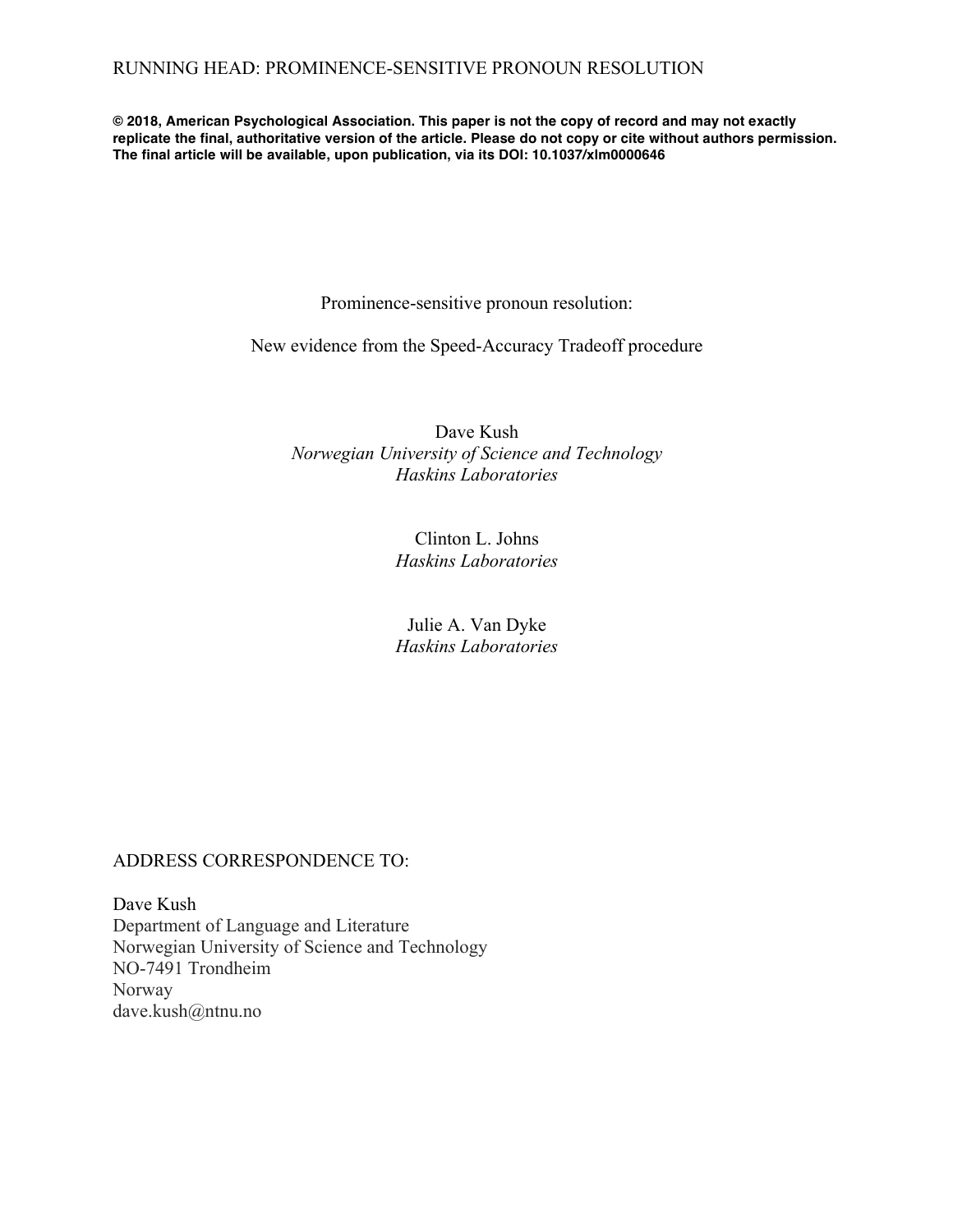**© 2018, American Psychological Association. This paper is not the copy of record and may not exactly replicate the final, authoritative version of the article. Please do not copy or cite without authors permission. The final article will be available, upon publication, via its DOI: 10.1037/xlm0000646**

# Prominence-sensitive pronoun resolution:

# New evidence from the Speed-Accuracy Tradeoff procedure

Dave Kush
*Norwegian University of Science and Technology*
*Haskins Laboratories*

Clinton L. Johns
*Haskins Laboratories*

Julie A. Van Dyke
*Haskins Laboratories*

ADDRESS CORRESPONDENCE TO:

Dave Kush
Department of Language and Literature
Norwegian University of Science and Technology
NO-7491 Trondheim
Norway
dave.kush@ntnu.no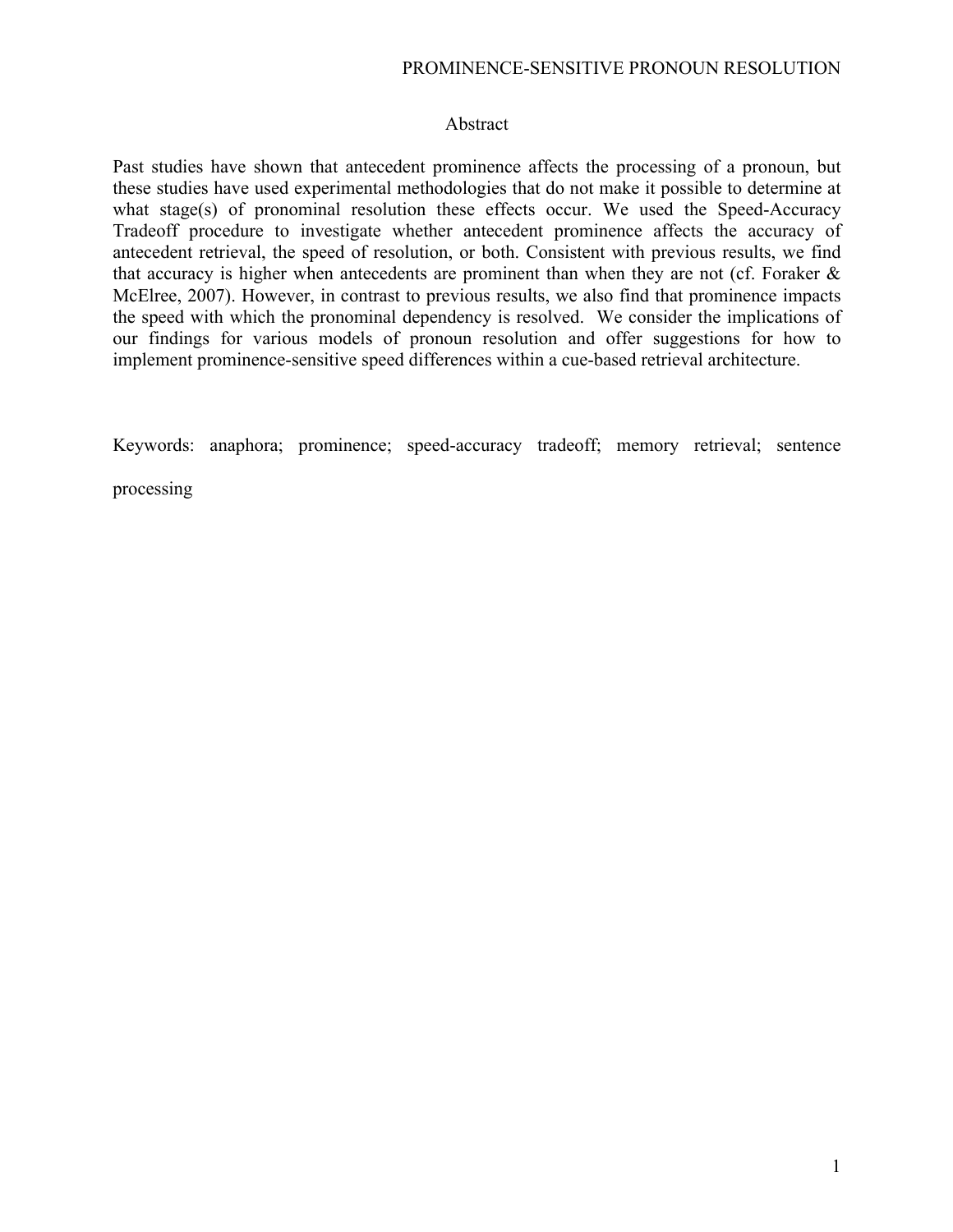## Abstract

Past studies have shown that antecedent prominence affects the processing of a pronoun, but these studies have used experimental methodologies that do not make it possible to determine at what stage(s) of pronominal resolution these effects occur. We used the Speed-Accuracy Tradeoff procedure to investigate whether antecedent prominence affects the accuracy of antecedent retrieval, the speed of resolution, or both. Consistent with previous results, we find that accuracy is higher when antecedents are prominent than when they are not (cf. Foraker & McElree, 2007). However, in contrast to previous results, we also find that prominence impacts the speed with which the pronominal dependency is resolved. We consider the implications of our findings for various models of pronoun resolution and offer suggestions for how to implement prominence-sensitive speed differences within a cue-based retrieval architecture.

Keywords: anaphora; prominence; speed-accuracy tradeoff; memory retrieval; sentence processing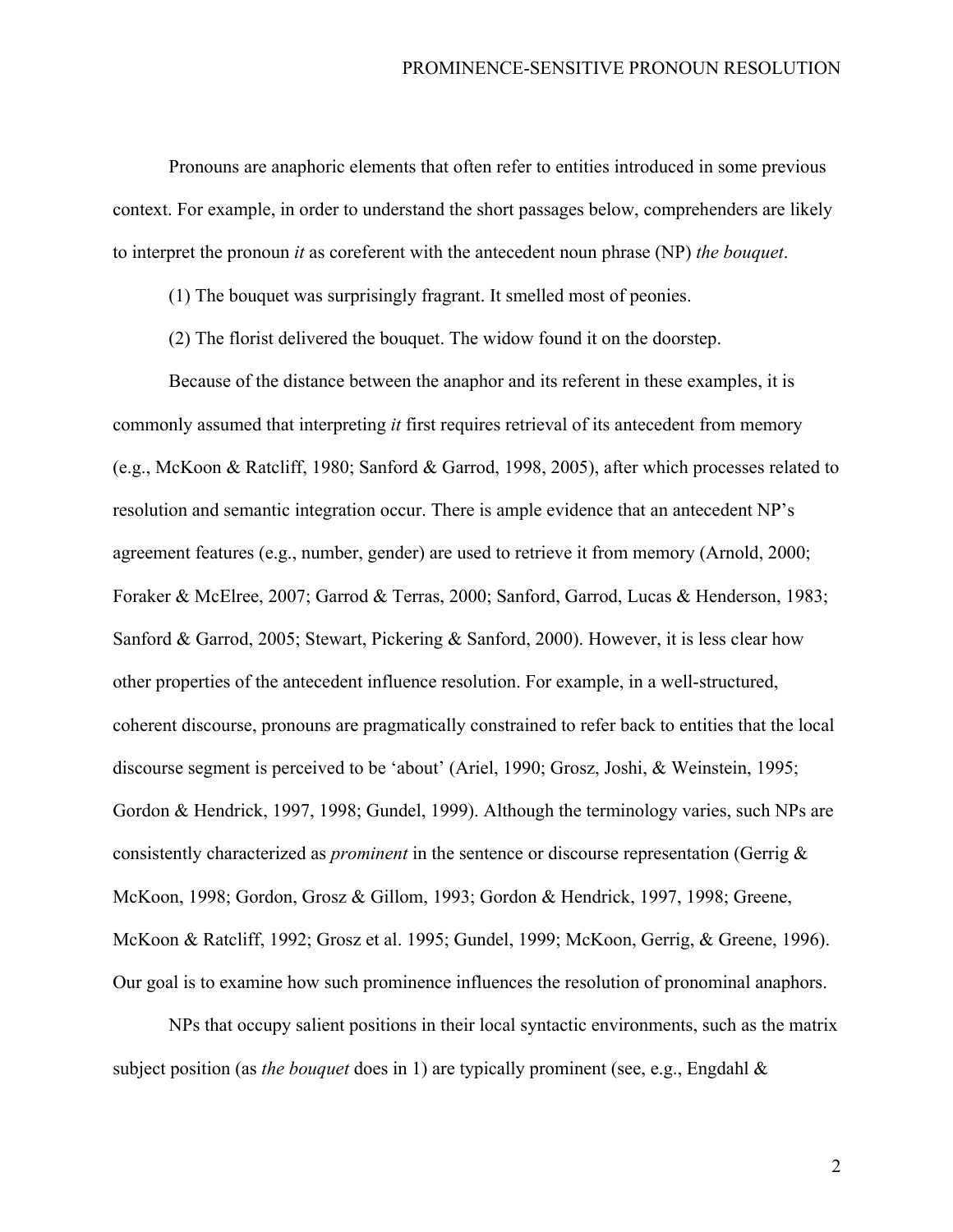Pronouns are anaphoric elements that often refer to entities introduced in some previous context. For example, in order to understand the short passages below, comprehenders are likely to interpret the pronoun *it* as coreferent with the antecedent noun phrase (NP) *the bouquet*.

(1) The bouquet was surprisingly fragrant. It smelled most of peonies.

(2) The florist delivered the bouquet. The widow found it on the doorstep.

Because of the distance between the anaphor and its referent in these examples, it is commonly assumed that interpreting *it* first requires retrieval of its antecedent from memory (e.g., McKoon & Ratcliff, 1980; Sanford & Garrod, 1998, 2005), after which processes related to resolution and semantic integration occur. There is ample evidence that an antecedent NP's agreement features (e.g., number, gender) are used to retrieve it from memory (Arnold, 2000; Foraker & McElree, 2007; Garrod & Terras, 2000; Sanford, Garrod, Lucas & Henderson, 1983; Sanford & Garrod, 2005; Stewart, Pickering & Sanford, 2000). However, it is less clear how other properties of the antecedent influence resolution. For example, in a well-structured, coherent discourse, pronouns are pragmatically constrained to refer back to entities that the local discourse segment is perceived to be 'about' (Ariel, 1990; Grosz, Joshi, & Weinstein, 1995; Gordon & Hendrick, 1997, 1998; Gundel, 1999). Although the terminology varies, such NPs are consistently characterized as *prominent* in the sentence or discourse representation (Gerrig & McKoon, 1998; Gordon, Grosz & Gillom, 1993; Gordon & Hendrick, 1997, 1998; Greene, McKoon & Ratcliff, 1992; Grosz et al. 1995; Gundel, 1999; McKoon, Gerrig, & Greene, 1996). Our goal is to examine how such prominence influences the resolution of pronominal anaphors.

NPs that occupy salient positions in their local syntactic environments, such as the matrix subject position (as *the bouquet* does in 1) are typically prominent (see, e.g., Engdahl &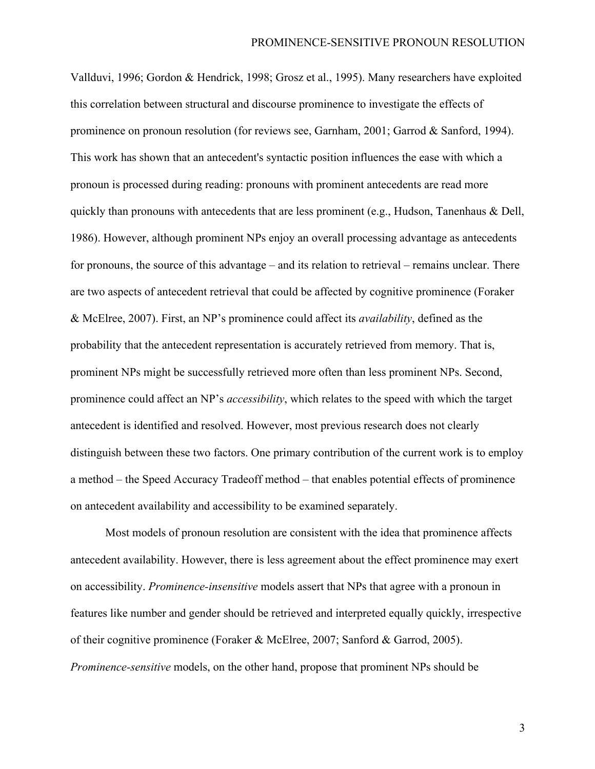Vallduvi, 1996; Gordon & Hendrick, 1998; Grosz et al., 1995). Many researchers have exploited this correlation between structural and discourse prominence to investigate the effects of prominence on pronoun resolution (for reviews see, Garnham, 2001; Garrod & Sanford, 1994). This work has shown that an antecedent's syntactic position influences the ease with which a pronoun is processed during reading: pronouns with prominent antecedents are read more quickly than pronouns with antecedents that are less prominent (e.g., Hudson, Tanenhaus & Dell, 1986). However, although prominent NPs enjoy an overall processing advantage as antecedents for pronouns, the source of this advantage – and its relation to retrieval – remains unclear. There are two aspects of antecedent retrieval that could be affected by cognitive prominence (Foraker & McElree, 2007). First, an NP's prominence could affect its *availability*, defined as the probability that the antecedent representation is accurately retrieved from memory. That is, prominent NPs might be successfully retrieved more often than less prominent NPs. Second, prominence could affect an NP's *accessibility*, which relates to the speed with which the target antecedent is identified and resolved. However, most previous research does not clearly distinguish between these two factors. One primary contribution of the current work is to employ a method – the Speed Accuracy Tradeoff method – that enables potential effects of prominence on antecedent availability and accessibility to be examined separately.

Most models of pronoun resolution are consistent with the idea that prominence affects antecedent availability. However, there is less agreement about the effect prominence may exert on accessibility. *Prominence-insensitive* models assert that NPs that agree with a pronoun in features like number and gender should be retrieved and interpreted equally quickly, irrespective of their cognitive prominence (Foraker & McElree, 2007; Sanford & Garrod, 2005). *Prominence-sensitive* models, on the other hand, propose that prominent NPs should be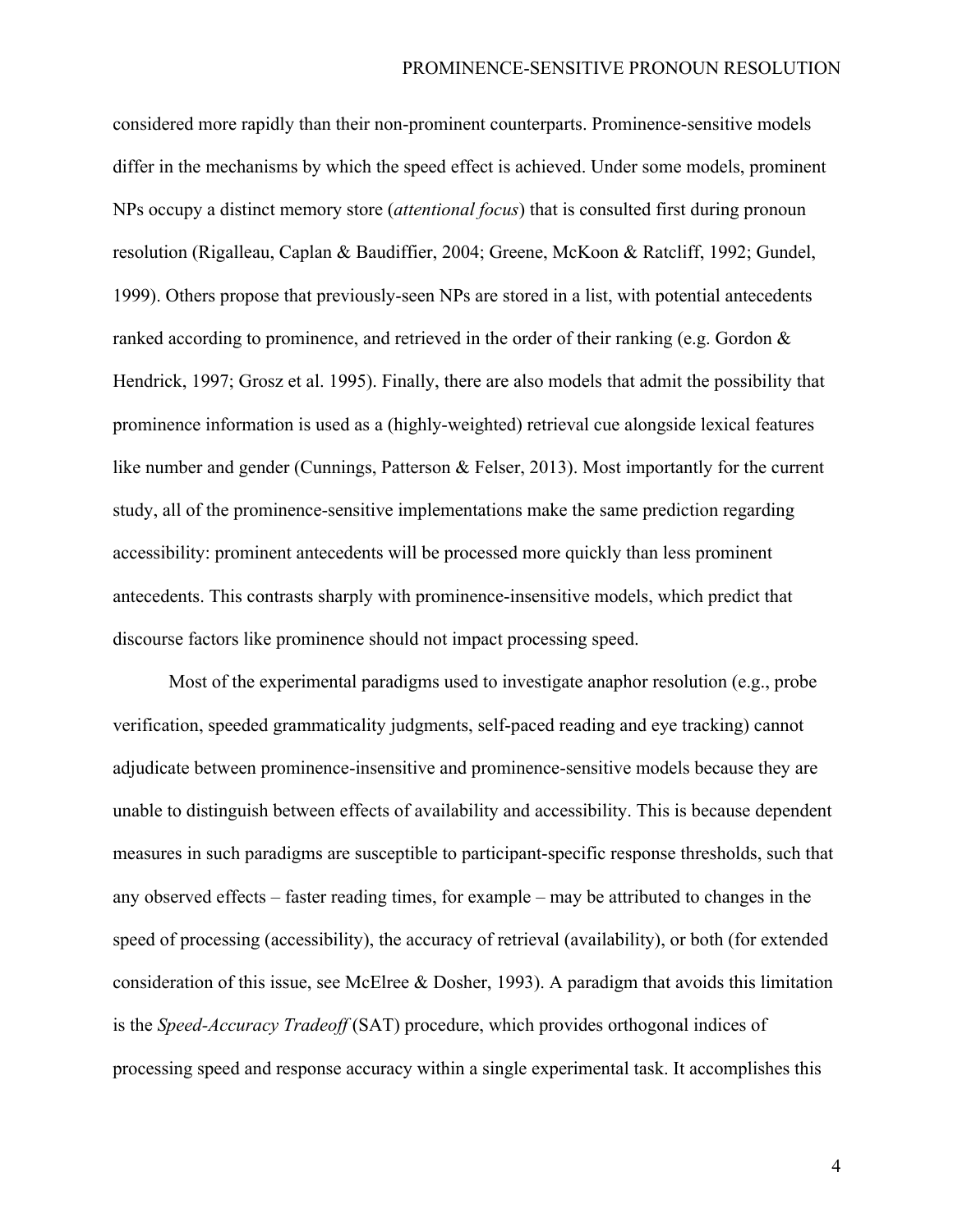considered more rapidly than their non-prominent counterparts. Prominence-sensitive models differ in the mechanisms by which the speed effect is achieved. Under some models, prominent NPs occupy a distinct memory store (*attentional focus*) that is consulted first during pronoun resolution (Rigalleau, Caplan & Baudiffier, 2004; Greene, McKoon & Ratcliff, 1992; Gundel, 1999). Others propose that previously-seen NPs are stored in a list, with potential antecedents ranked according to prominence, and retrieved in the order of their ranking (e.g. Gordon & Hendrick, 1997; Grosz et al. 1995). Finally, there are also models that admit the possibility that prominence information is used as a (highly-weighted) retrieval cue alongside lexical features like number and gender (Cunnings, Patterson & Felser, 2013). Most importantly for the current study, all of the prominence-sensitive implementations make the same prediction regarding accessibility: prominent antecedents will be processed more quickly than less prominent antecedents. This contrasts sharply with prominence-insensitive models, which predict that discourse factors like prominence should not impact processing speed.

Most of the experimental paradigms used to investigate anaphor resolution (e.g., probe verification, speeded grammaticality judgments, self-paced reading and eye tracking) cannot adjudicate between prominence-insensitive and prominence-sensitive models because they are unable to distinguish between effects of availability and accessibility. This is because dependent measures in such paradigms are susceptible to participant-specific response thresholds, such that any observed effects – faster reading times, for example – may be attributed to changes in the speed of processing (accessibility), the accuracy of retrieval (availability), or both (for extended consideration of this issue, see McElree & Dosher, 1993). A paradigm that avoids this limitation is the *Speed-Accuracy Tradeoff* (SAT) procedure, which provides orthogonal indices of processing speed and response accuracy within a single experimental task. It accomplishes this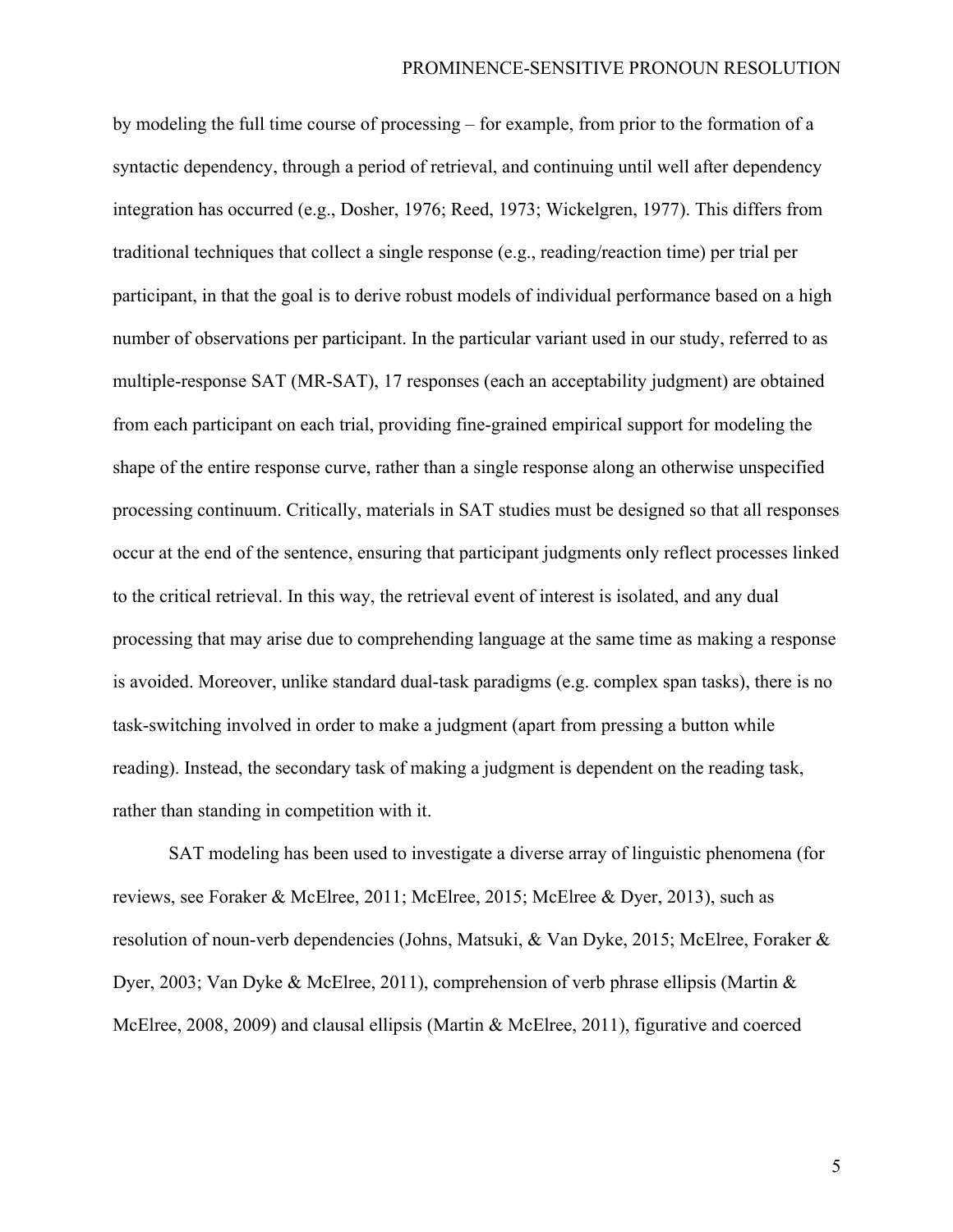by modeling the full time course of processing – for example, from prior to the formation of a syntactic dependency, through a period of retrieval, and continuing until well after dependency integration has occurred (e.g., Dosher, 1976; Reed, 1973; Wickelgren, 1977). This differs from traditional techniques that collect a single response (e.g., reading/reaction time) per trial per participant, in that the goal is to derive robust models of individual performance based on a high number of observations per participant. In the particular variant used in our study, referred to as multiple-response SAT (MR-SAT), 17 responses (each an acceptability judgment) are obtained from each participant on each trial, providing fine-grained empirical support for modeling the shape of the entire response curve, rather than a single response along an otherwise unspecified processing continuum. Critically, materials in SAT studies must be designed so that all responses occur at the end of the sentence, ensuring that participant judgments only reflect processes linked to the critical retrieval. In this way, the retrieval event of interest is isolated, and any dual processing that may arise due to comprehending language at the same time as making a response is avoided. Moreover, unlike standard dual-task paradigms (e.g. complex span tasks), there is no task-switching involved in order to make a judgment (apart from pressing a button while reading). Instead, the secondary task of making a judgment is dependent on the reading task, rather than standing in competition with it.

SAT modeling has been used to investigate a diverse array of linguistic phenomena (for reviews, see Foraker & McElree, 2011; McElree, 2015; McElree & Dyer, 2013), such as resolution of noun-verb dependencies (Johns, Matsuki, & Van Dyke, 2015; McElree, Foraker & Dyer, 2003; Van Dyke & McElree, 2011), comprehension of verb phrase ellipsis (Martin & McElree, 2008, 2009) and clausal ellipsis (Martin & McElree, 2011), figurative and coerced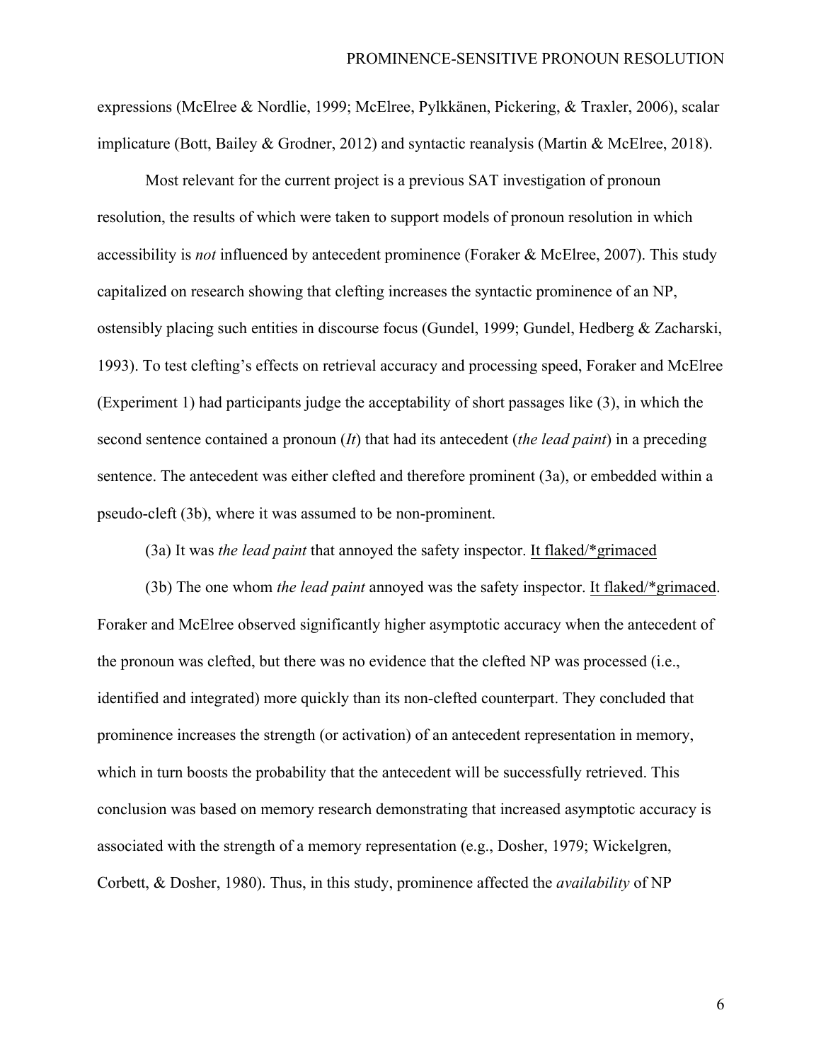expressions (McElree & Nordlie, 1999; McElree, Pylkkänen, Pickering, & Traxler, 2006), scalar implicature (Bott, Bailey & Grodner, 2012) and syntactic reanalysis (Martin & McElree, 2018).

Most relevant for the current project is a previous SAT investigation of pronoun resolution, the results of which were taken to support models of pronoun resolution in which accessibility is *not* influenced by antecedent prominence (Foraker & McElree, 2007). This study capitalized on research showing that clefting increases the syntactic prominence of an NP, ostensibly placing such entities in discourse focus (Gundel, 1999; Gundel, Hedberg & Zacharski, 1993). To test clefting's effects on retrieval accuracy and processing speed, Foraker and McElree (Experiment 1) had participants judge the acceptability of short passages like (3), in which the second sentence contained a pronoun (*It*) that had its antecedent (*the lead paint*) in a preceding sentence. The antecedent was either clefted and therefore prominent (3a), or embedded within a pseudo-cleft (3b), where it was assumed to be non-prominent.

(3a) It was *the lead paint* that annoyed the safety inspector. <u>It flaked/*grimaced</u>

(3b) The one whom *the lead paint* annoyed was the safety inspector. <u>It flaked/*grimaced</u>.

Foraker and McElree observed significantly higher asymptotic accuracy when the antecedent of the pronoun was clefted, but there was no evidence that the clefted NP was processed (i.e., identified and integrated) more quickly than its non-clefted counterpart. They concluded that prominence increases the strength (or activation) of an antecedent representation in memory, which in turn boosts the probability that the antecedent will be successfully retrieved. This conclusion was based on memory research demonstrating that increased asymptotic accuracy is associated with the strength of a memory representation (e.g., Dosher, 1979; Wickelgren, Corbett, & Dosher, 1980). Thus, in this study, prominence affected the *availability* of NP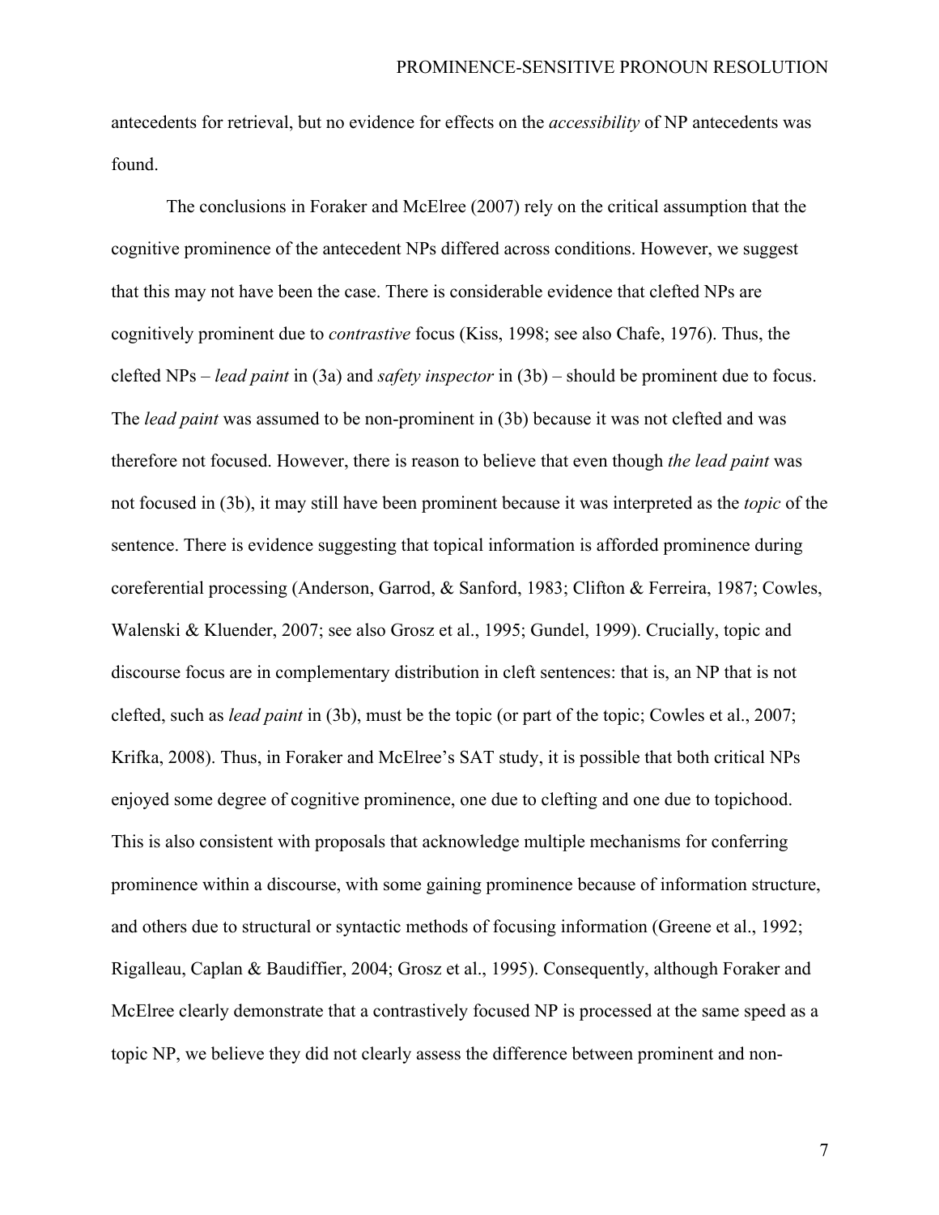antecedents for retrieval, but no evidence for effects on the *accessibility* of NP antecedents was found.

The conclusions in Foraker and McElree (2007) rely on the critical assumption that the cognitive prominence of the antecedent NPs differed across conditions. However, we suggest that this may not have been the case. There is considerable evidence that clefted NPs are cognitively prominent due to *contrastive* focus (Kiss, 1998; see also Chafe, 1976). Thus, the clefted NPs – *lead paint* in (3a) and *safety inspector* in (3b) – should be prominent due to focus. The *lead paint* was assumed to be non-prominent in (3b) because it was not clefted and was therefore not focused. However, there is reason to believe that even though *the lead paint* was not focused in (3b), it may still have been prominent because it was interpreted as the *topic* of the sentence. There is evidence suggesting that topical information is afforded prominence during coreferential processing (Anderson, Garrod, & Sanford, 1983; Clifton & Ferreira, 1987; Cowles, Walenski & Kluender, 2007; see also Grosz et al., 1995; Gundel, 1999). Crucially, topic and discourse focus are in complementary distribution in cleft sentences: that is, an NP that is not clefted, such as *lead paint* in (3b), must be the topic (or part of the topic; Cowles et al., 2007; Krifka, 2008). Thus, in Foraker and McElree's SAT study, it is possible that both critical NPs enjoyed some degree of cognitive prominence, one due to clefting and one due to topichood. This is also consistent with proposals that acknowledge multiple mechanisms for conferring prominence within a discourse, with some gaining prominence because of information structure, and others due to structural or syntactic methods of focusing information (Greene et al., 1992; Rigalleau, Caplan & Baudiffier, 2004; Grosz et al., 1995). Consequently, although Foraker and McElree clearly demonstrate that a contrastively focused NP is processed at the same speed as a topic NP, we believe they did not clearly assess the difference between prominent and non-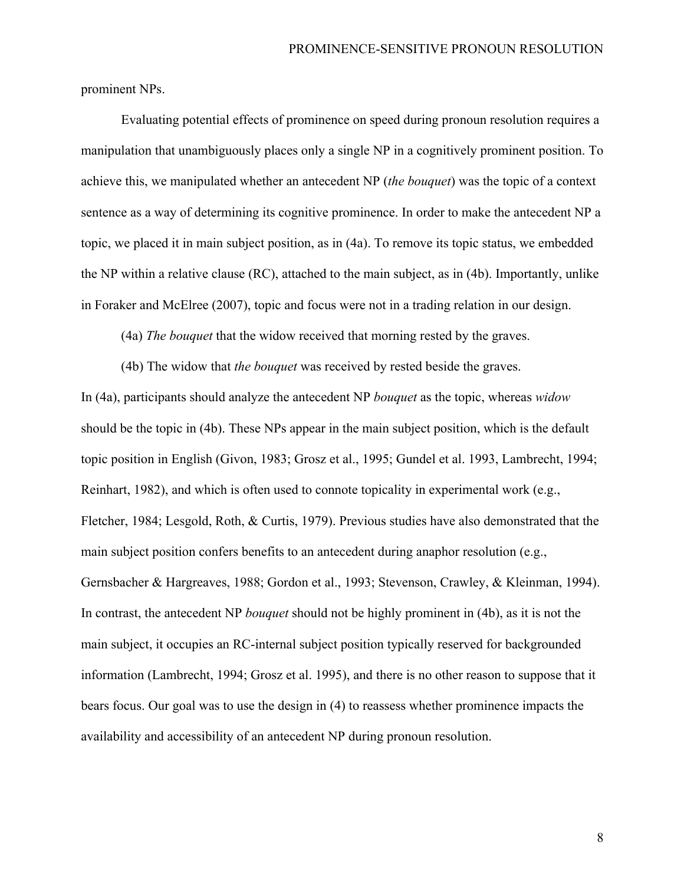prominent NPs.

Evaluating potential effects of prominence on speed during pronoun resolution requires a manipulation that unambiguously places only a single NP in a cognitively prominent position. To achieve this, we manipulated whether an antecedent NP (*the bouquet*) was the topic of a context sentence as a way of determining its cognitive prominence. In order to make the antecedent NP a topic, we placed it in main subject position, as in (4a). To remove its topic status, we embedded the NP within a relative clause (RC), attached to the main subject, as in (4b). Importantly, unlike in Foraker and McElree (2007), topic and focus were not in a trading relation in our design.

(4a) *The bouquet* that the widow received that morning rested by the graves.

(4b) The widow that *the bouquet* was received by rested beside the graves.

In (4a), participants should analyze the antecedent NP *bouquet* as the topic, whereas *widow* should be the topic in (4b). These NPs appear in the main subject position, which is the default topic position in English (Givon, 1983; Grosz et al., 1995; Gundel et al. 1993, Lambrecht, 1994; Reinhart, 1982), and which is often used to connote topicality in experimental work (e.g., Fletcher, 1984; Lesgold, Roth, & Curtis, 1979). Previous studies have also demonstrated that the main subject position confers benefits to an antecedent during anaphor resolution (e.g., Gernsbacher & Hargreaves, 1988; Gordon et al., 1993; Stevenson, Crawley, & Kleinman, 1994). In contrast, the antecedent NP *bouquet* should not be highly prominent in (4b), as it is not the main subject, it occupies an RC-internal subject position typically reserved for backgrounded information (Lambrecht, 1994; Grosz et al. 1995), and there is no other reason to suppose that it bears focus. Our goal was to use the design in (4) to reassess whether prominence impacts the availability and accessibility of an antecedent NP during pronoun resolution.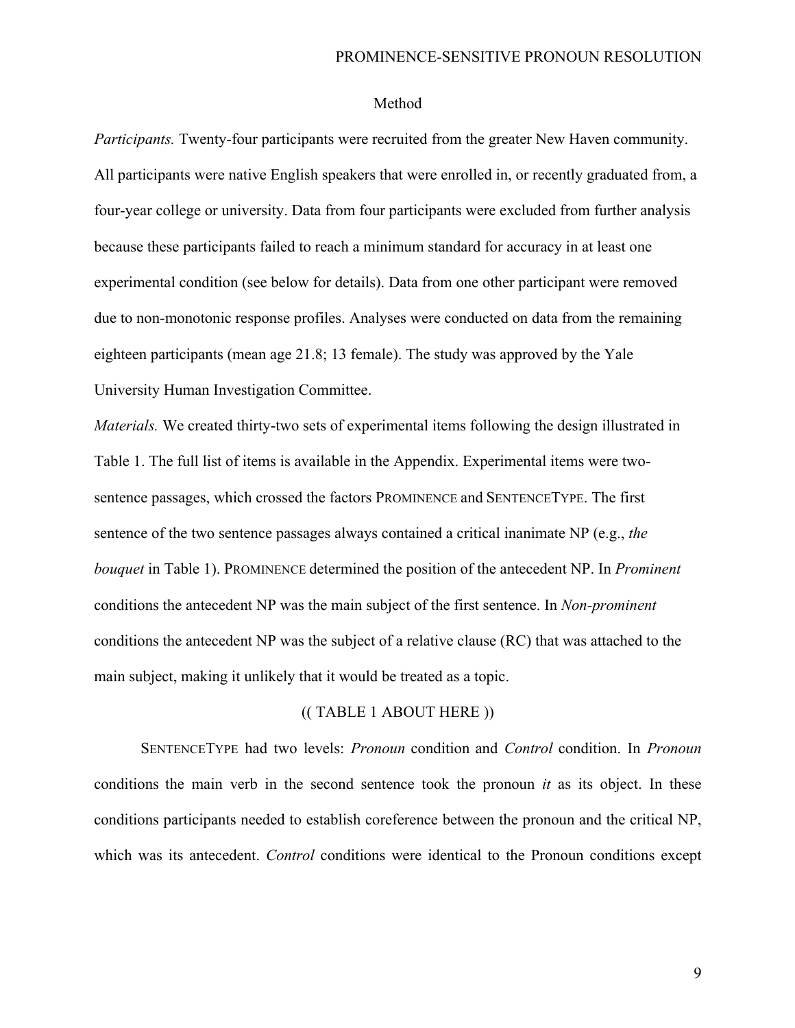## Method

*Participants.* Twenty-four participants were recruited from the greater New Haven community. All participants were native English speakers that were enrolled in, or recently graduated from, a four-year college or university. Data from four participants were excluded from further analysis because these participants failed to reach a minimum standard for accuracy in at least one experimental condition (see below for details). Data from one other participant were removed due to non-monotonic response profiles. Analyses were conducted on data from the remaining eighteen participants (mean age 21.8; 13 female). The study was approved by the Yale University Human Investigation Committee.

*Materials.* We created thirty-two sets of experimental items following the design illustrated in Table 1. The full list of items is available in the Appendix. Experimental items were two-sentence passages, which crossed the factors PROMINENCE and SENTENCETYPE. The first sentence of the two sentence passages always contained a critical inanimate NP (e.g., *the bouquet* in Table 1). PROMINENCE determined the position of the antecedent NP. In *Prominent* conditions the antecedent NP was the main subject of the first sentence. In *Non-prominent* conditions the antecedent NP was the subject of a relative clause (RC) that was attached to the main subject, making it unlikely that it would be treated as a topic.

(( TABLE 1 ABOUT HERE ))

SENTENCETYPE had two levels: *Pronoun* condition and *Control* condition. In *Pronoun* conditions the main verb in the second sentence took the pronoun *it* as its object. In these conditions participants needed to establish coreference between the pronoun and the critical NP, which was its antecedent. *Control* conditions were identical to the Pronoun conditions except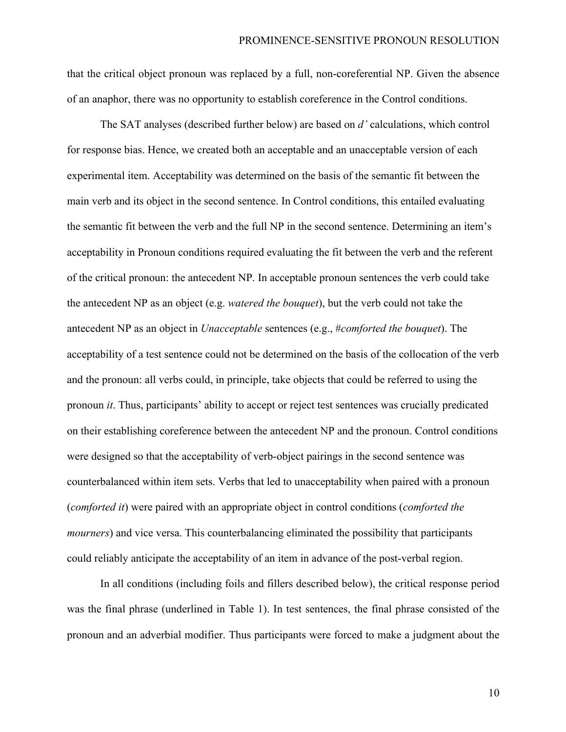that the critical object pronoun was replaced by a full, non-coreferential NP. Given the absence of an anaphor, there was no opportunity to establish coreference in the Control conditions.

The SAT analyses (described further below) are based on *d'* calculations, which control for response bias. Hence, we created both an acceptable and an unacceptable version of each experimental item. Acceptability was determined on the basis of the semantic fit between the main verb and its object in the second sentence. In Control conditions, this entailed evaluating the semantic fit between the verb and the full NP in the second sentence. Determining an item's acceptability in Pronoun conditions required evaluating the fit between the verb and the referent of the critical pronoun: the antecedent NP. In acceptable pronoun sentences the verb could take the antecedent NP as an object (e.g. *watered the bouquet*), but the verb could not take the antecedent NP as an object in *Unacceptable* sentences (e.g., #*comforted the bouquet*). The acceptability of a test sentence could not be determined on the basis of the collocation of the verb and the pronoun: all verbs could, in principle, take objects that could be referred to using the pronoun *it*. Thus, participants' ability to accept or reject test sentences was crucially predicated on their establishing coreference between the antecedent NP and the pronoun. Control conditions were designed so that the acceptability of verb-object pairings in the second sentence was counterbalanced within item sets. Verbs that led to unacceptability when paired with a pronoun (*comforted it*) were paired with an appropriate object in control conditions (*comforted the mourners*) and vice versa. This counterbalancing eliminated the possibility that participants could reliably anticipate the acceptability of an item in advance of the post-verbal region.

In all conditions (including foils and fillers described below), the critical response period was the final phrase (underlined in Table 1). In test sentences, the final phrase consisted of the pronoun and an adverbial modifier. Thus participants were forced to make a judgment about the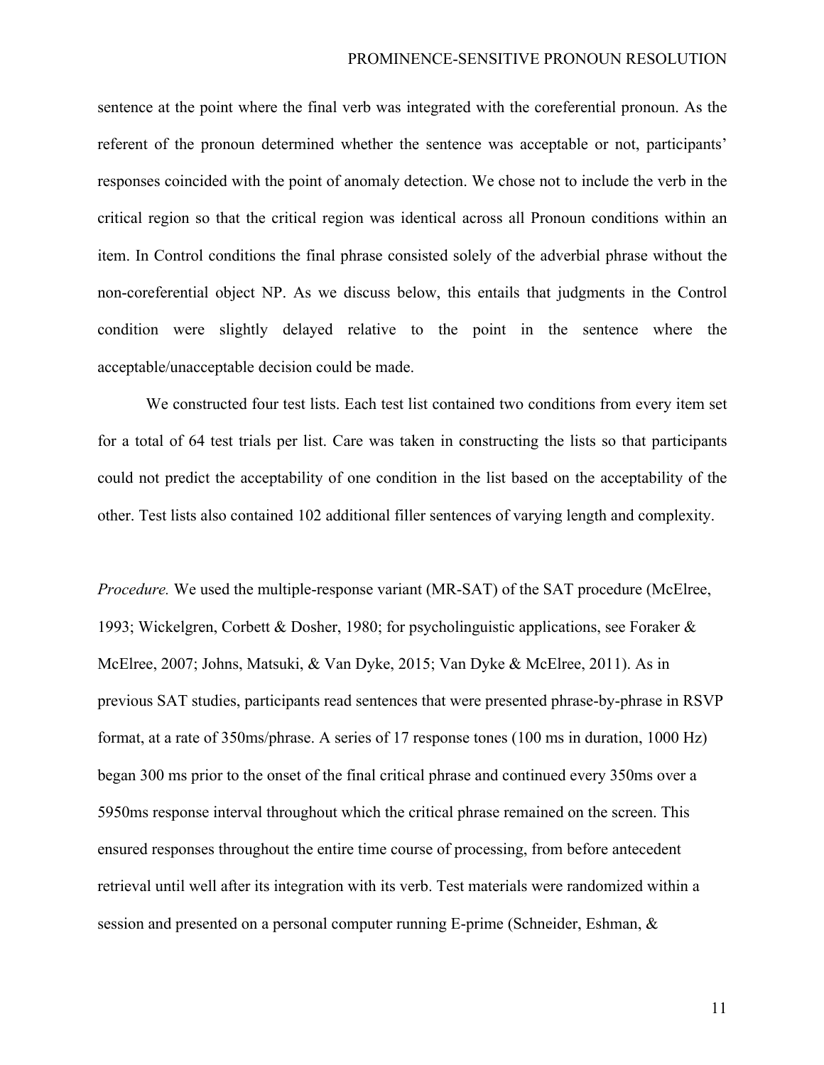sentence at the point where the final verb was integrated with the coreferential pronoun. As the referent of the pronoun determined whether the sentence was acceptable or not, participants' responses coincided with the point of anomaly detection. We chose not to include the verb in the critical region so that the critical region was identical across all Pronoun conditions within an item. In Control conditions the final phrase consisted solely of the adverbial phrase without the non-coreferential object NP. As we discuss below, this entails that judgments in the Control condition were slightly delayed relative to the point in the sentence where the acceptable/unacceptable decision could be made.

We constructed four test lists. Each test list contained two conditions from every item set for a total of 64 test trials per list. Care was taken in constructing the lists so that participants could not predict the acceptability of one condition in the list based on the acceptability of the other. Test lists also contained 102 additional filler sentences of varying length and complexity.

*Procedure.* We used the multiple-response variant (MR-SAT) of the SAT procedure (McElree, 1993; Wickelgren, Corbett & Dosher, 1980; for psycholinguistic applications, see Foraker & McElree, 2007; Johns, Matsuki, & Van Dyke, 2015; Van Dyke & McElree, 2011). As in previous SAT studies, participants read sentences that were presented phrase-by-phrase in RSVP format, at a rate of 350ms/phrase. A series of 17 response tones (100 ms in duration, 1000 Hz) began 300 ms prior to the onset of the final critical phrase and continued every 350ms over a 5950ms response interval throughout which the critical phrase remained on the screen. This ensured responses throughout the entire time course of processing, from before antecedent retrieval until well after its integration with its verb. Test materials were randomized within a session and presented on a personal computer running E-prime (Schneider, Eshman, &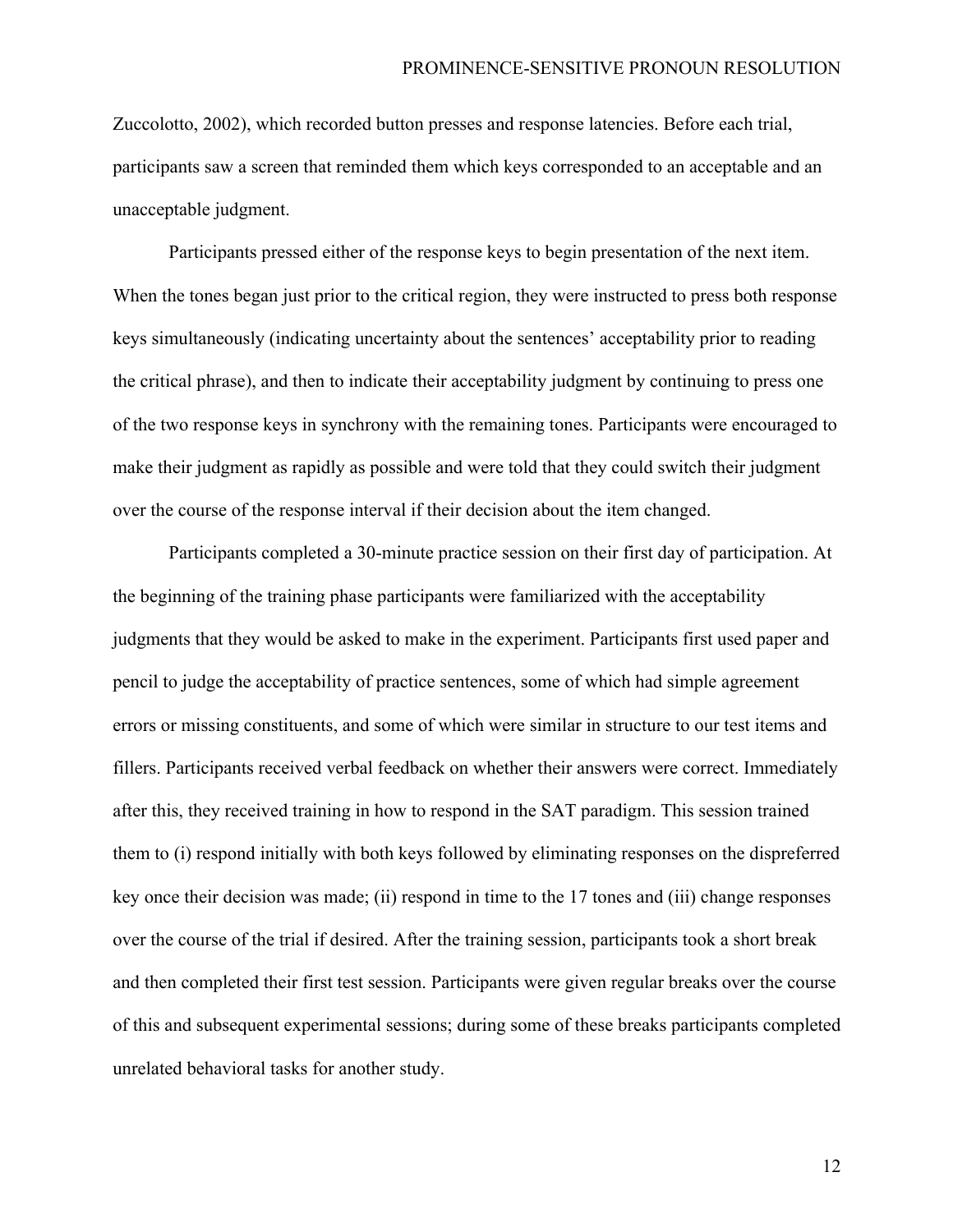Zuccolotto, 2002), which recorded button presses and response latencies. Before each trial, participants saw a screen that reminded them which keys corresponded to an acceptable and an unacceptable judgment.

Participants pressed either of the response keys to begin presentation of the next item. When the tones began just prior to the critical region, they were instructed to press both response keys simultaneously (indicating uncertainty about the sentences' acceptability prior to reading the critical phrase), and then to indicate their acceptability judgment by continuing to press one of the two response keys in synchrony with the remaining tones. Participants were encouraged to make their judgment as rapidly as possible and were told that they could switch their judgment over the course of the response interval if their decision about the item changed.

Participants completed a 30-minute practice session on their first day of participation. At the beginning of the training phase participants were familiarized with the acceptability judgments that they would be asked to make in the experiment. Participants first used paper and pencil to judge the acceptability of practice sentences, some of which had simple agreement errors or missing constituents, and some of which were similar in structure to our test items and fillers. Participants received verbal feedback on whether their answers were correct. Immediately after this, they received training in how to respond in the SAT paradigm. This session trained them to (i) respond initially with both keys followed by eliminating responses on the dispreferred key once their decision was made; (ii) respond in time to the 17 tones and (iii) change responses over the course of the trial if desired. After the training session, participants took a short break and then completed their first test session. Participants were given regular breaks over the course of this and subsequent experimental sessions; during some of these breaks participants completed unrelated behavioral tasks for another study.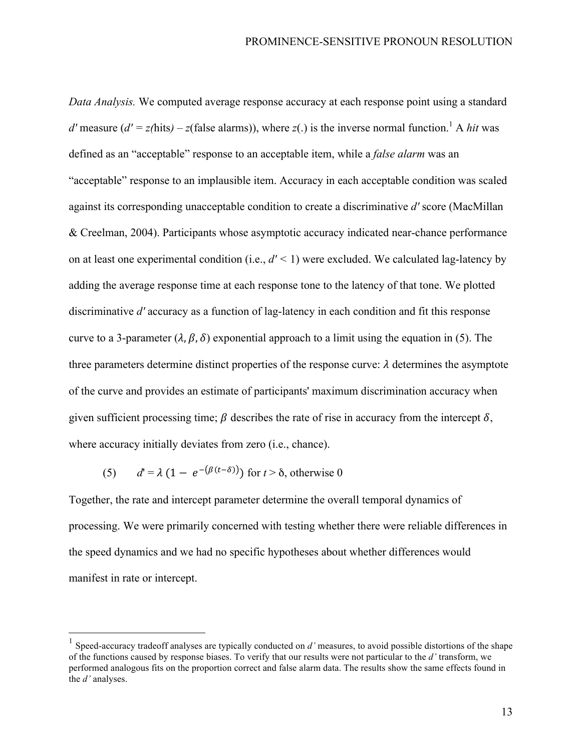*Data Analysis.* We computed average response accuracy at each response point using a standard $d'$ measure ($d' = z(\text{hits}) - z(\text{false alarms})$), where $z(.)$ is the inverse normal function.[1] A *hit* was defined as an "acceptable" response to an acceptable item, while a *false alarm* was an "acceptable" response to an implausible item. Accuracy in each acceptable condition was scaled against its corresponding unacceptable condition to create a discriminative $d'$ score (MacMillan & Creelman, 2004). Participants whose asymptotic accuracy indicated near-chance performance on at least one experimental condition (i.e., $d' < 1$) were excluded. We calculated lag-latency by adding the average response time at each response tone to the latency of that tone. We plotted discriminative $d'$ accuracy as a function of lag-latency in each condition and fit this response curve to a 3-parameter ($\lambda, \beta, \delta$) exponential approach to a limit using the equation in (5). The three parameters determine distinct properties of the response curve: $\lambda$ determines the asymptote of the curve and provides an estimate of participants' maximum discrimination accuracy when given sufficient processing time; $\beta$ describes the rate of rise in accuracy from the intercept $\delta$, where accuracy initially deviates from zero (i.e., chance).

(5) $d' = \lambda\,(1 - e^{-(\beta(t-\delta))})$ for $t > \delta$, otherwise 0

Together, the rate and intercept parameter determine the overall temporal dynamics of processing. We were primarily concerned with testing whether there were reliable differences in the speed dynamics and we had no specific hypotheses about whether differences would manifest in rate or intercept.

---

[1] Speed-accuracy tradeoff analyses are typically conducted on *d'* measures, to avoid possible distortions of the shape of the functions caused by response biases. To verify that our results were not particular to the *d'* transform, we performed analogous fits on the proportion correct and false alarm data. The results show the same effects found in the *d'* analyses.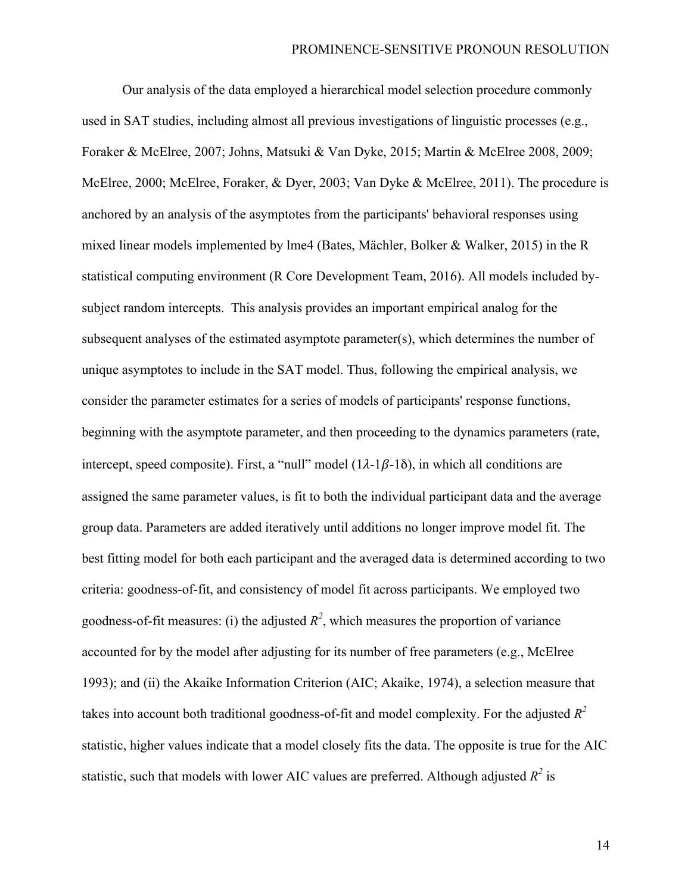Our analysis of the data employed a hierarchical model selection procedure commonly used in SAT studies, including almost all previous investigations of linguistic processes (e.g., Foraker & McElree, 2007; Johns, Matsuki & Van Dyke, 2015; Martin & McElree 2008, 2009; McElree, 2000; McElree, Foraker, & Dyer, 2003; Van Dyke & McElree, 2011). The procedure is anchored by an analysis of the asymptotes from the participants' behavioral responses using mixed linear models implemented by lme4 (Bates, Mächler, Bolker & Walker, 2015) in the R statistical computing environment (R Core Development Team, 2016). All models included by-subject random intercepts. This analysis provides an important empirical analog for the subsequent analyses of the estimated asymptote parameter(s), which determines the number of unique asymptotes to include in the SAT model. Thus, following the empirical analysis, we consider the parameter estimates for a series of models of participants' response functions, beginning with the asymptote parameter, and then proceeding to the dynamics parameters (rate, intercept, speed composite). First, a "null" model ($1\lambda$-$1\beta$-$1\delta$), in which all conditions are assigned the same parameter values, is fit to both the individual participant data and the average group data. Parameters are added iteratively until additions no longer improve model fit. The best fitting model for both each participant and the averaged data is determined according to two criteria: goodness-of-fit, and consistency of model fit across participants. We employed two goodness-of-fit measures: (i) the adjusted $R^2$, which measures the proportion of variance accounted for by the model after adjusting for its number of free parameters (e.g., McElree 1993); and (ii) the Akaike Information Criterion (AIC; Akaike, 1974), a selection measure that takes into account both traditional goodness-of-fit and model complexity. For the adjusted $R^2$ statistic, higher values indicate that a model closely fits the data. The opposite is true for the AIC statistic, such that models with lower AIC values are preferred. Although adjusted $R^2$ is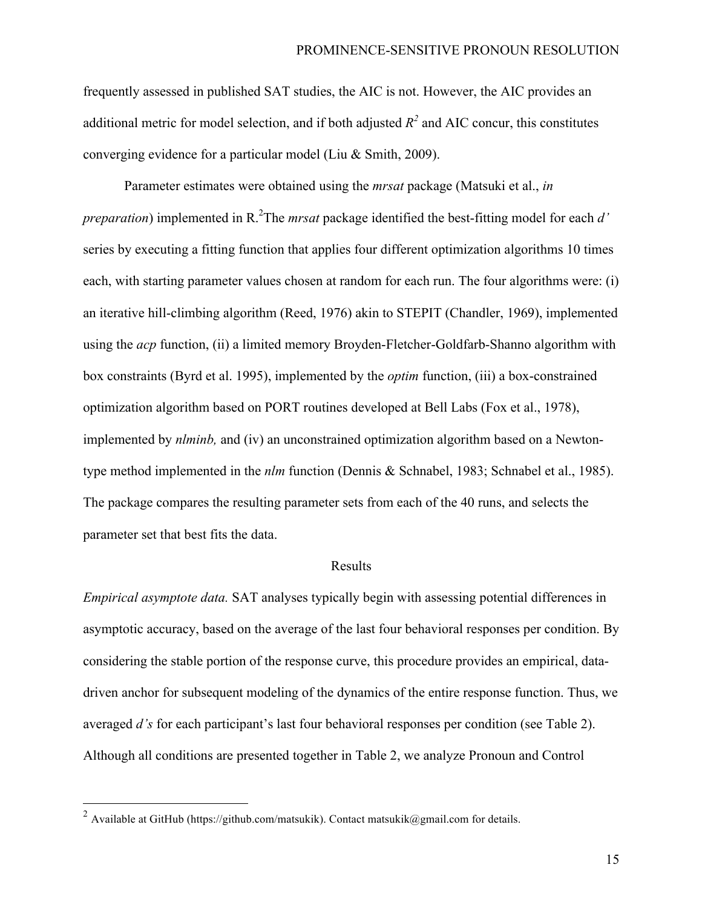frequently assessed in published SAT studies, the AIC is not. However, the AIC provides an additional metric for model selection, and if both adjusted $R^2$ and AIC concur, this constitutes converging evidence for a particular model (Liu & Smith, 2009).

Parameter estimates were obtained using the *mrsat* package (Matsuki et al., *in preparation*) implemented in R.[2] The *mrsat* package identified the best-fitting model for each *d'* series by executing a fitting function that applies four different optimization algorithms 10 times each, with starting parameter values chosen at random for each run. The four algorithms were: (i) an iterative hill-climbing algorithm (Reed, 1976) akin to STEPIT (Chandler, 1969), implemented using the *acp* function, (ii) a limited memory Broyden-Fletcher-Goldfarb-Shanno algorithm with box constraints (Byrd et al. 1995), implemented by the *optim* function, (iii) a box-constrained optimization algorithm based on PORT routines developed at Bell Labs (Fox et al., 1978), implemented by *nlminb,* and (iv) an unconstrained optimization algorithm based on a Newton-type method implemented in the *nlm* function (Dennis & Schnabel, 1983; Schnabel et al., 1985). The package compares the resulting parameter sets from each of the 40 runs, and selects the parameter set that best fits the data.

## Results

*Empirical asymptote data.* SAT analyses typically begin with assessing potential differences in asymptotic accuracy, based on the average of the last four behavioral responses per condition. By considering the stable portion of the response curve, this procedure provides an empirical, data-driven anchor for subsequent modeling of the dynamics of the entire response function. Thus, we averaged *d's* for each participant's last four behavioral responses per condition (see Table 2). Although all conditions are presented together in Table 2, we analyze Pronoun and Control

[2] Available at GitHub (https://github.com/matsukik). Contact matsukik@gmail.com for details.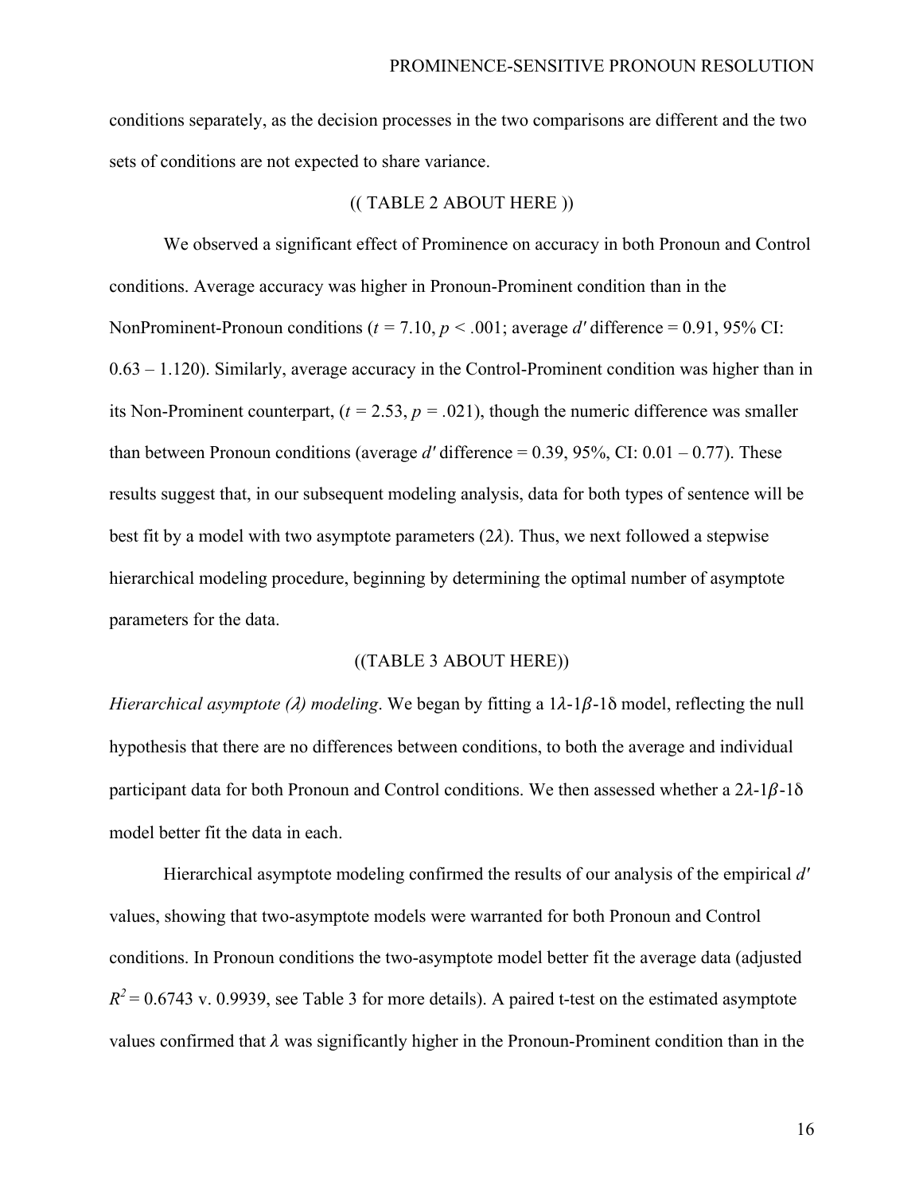conditions separately, as the decision processes in the two comparisons are different and the two sets of conditions are not expected to share variance.

(( TABLE 2 ABOUT HERE ))

We observed a significant effect of Prominence on accuracy in both Pronoun and Control conditions. Average accuracy was higher in Pronoun-Prominent condition than in the NonProminent-Pronoun conditions ($t$ = 7.10, $p$ < .001; average $d'$ difference = 0.91, 95% CI: 0.63 – 1.120). Similarly, average accuracy in the Control-Prominent condition was higher than in its Non-Prominent counterpart, ($t$ = 2.53, $p$ = .021), though the numeric difference was smaller than between Pronoun conditions (average $d'$ difference = 0.39, 95%, CI: 0.01 – 0.77). These results suggest that, in our subsequent modeling analysis, data for both types of sentence will be best fit by a model with two asymptote parameters ($2\lambda$). Thus, we next followed a stepwise hierarchical modeling procedure, beginning by determining the optimal number of asymptote parameters for the data.

((TABLE 3 ABOUT HERE))

*Hierarchical asymptote ($\lambda$) modeling*. We began by fitting a $1\lambda$-$1\beta$-$1\delta$ model, reflecting the null hypothesis that there are no differences between conditions, to both the average and individual participant data for both Pronoun and Control conditions. We then assessed whether a $2\lambda$-$1\beta$-$1\delta$ model better fit the data in each.

Hierarchical asymptote modeling confirmed the results of our analysis of the empirical $d'$ values, showing that two-asymptote models were warranted for both Pronoun and Control conditions. In Pronoun conditions the two-asymptote model better fit the average data (adjusted $R^2$ = 0.6743 v. 0.9939, see Table 3 for more details). A paired t-test on the estimated asymptote values confirmed that $\lambda$ was significantly higher in the Pronoun-Prominent condition than in the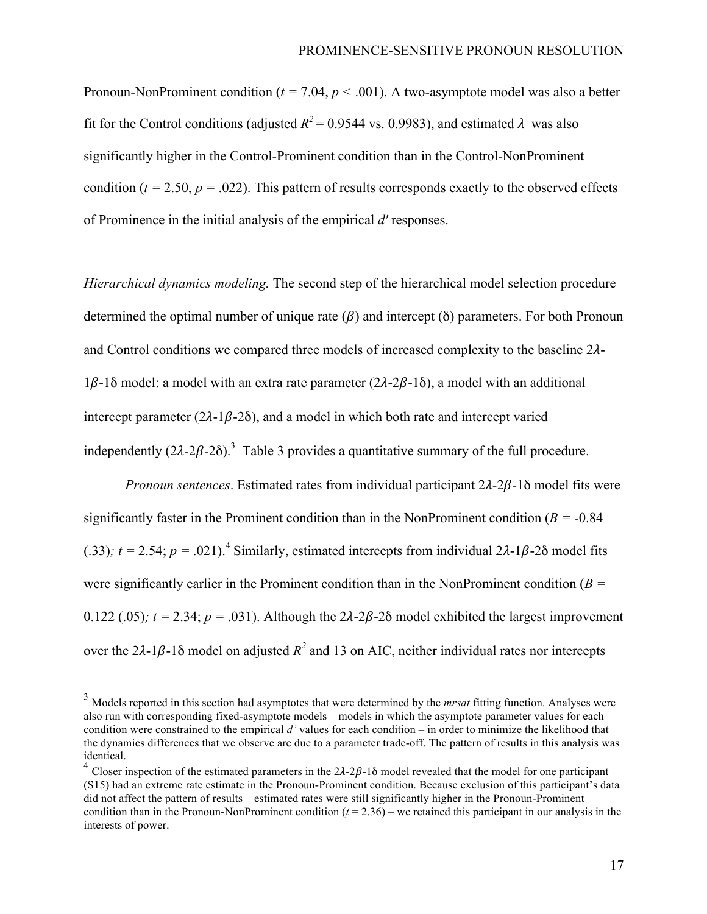Pronoun-NonProminent condition ($t$ = 7.04, $p$ < .001). A two-asymptote model was also a better fit for the Control conditions (adjusted $R^2$ = 0.9544 vs. 0.9983), and estimated $\lambda$ was also significantly higher in the Control-Prominent condition than in the Control-NonProminent condition ($t$ = 2.50, $p$ = .022). This pattern of results corresponds exactly to the observed effects of Prominence in the initial analysis of the empirical $d'$ responses.

*Hierarchical dynamics modeling.* The second step of the hierarchical model selection procedure determined the optimal number of unique rate ($\beta$) and intercept ($\delta$) parameters. For both Pronoun and Control conditions we compared three models of increased complexity to the baseline $2\lambda$-$1\beta$-$1\delta$ model: a model with an extra rate parameter ($2\lambda$-$2\beta$-$1\delta$), a model with an additional intercept parameter ($2\lambda$-$1\beta$-$2\delta$), and a model in which both rate and intercept varied independently ($2\lambda$-$2\beta$-$2\delta$).[3] Table 3 provides a quantitative summary of the full procedure.

*Pronoun sentences*. Estimated rates from individual participant $2\lambda$-$2\beta$-$1\delta$ model fits were significantly faster in the Prominent condition than in the NonProminent condition ($B$ = -0.84 (.33); $t$ = 2.54; $p$ = .021).[4] Similarly, estimated intercepts from individual $2\lambda$-$1\beta$-$2\delta$ model fits were significantly earlier in the Prominent condition than in the NonProminent condition ($B$ = 0.122 (.05); $t$ = 2.34; $p$ = .031). Although the $2\lambda$-$2\beta$-$2\delta$ model exhibited the largest improvement over the $2\lambda$-$1\beta$-$1\delta$ model on adjusted $R^2$ and 13 on AIC, neither individual rates nor intercepts

---

[3] Models reported in this section had asymptotes that were determined by the *mrsat* fitting function. Analyses were also run with corresponding fixed-asymptote models – models in which the asymptote parameter values for each condition were constrained to the empirical $d'$ values for each condition – in order to minimize the likelihood that the dynamics differences that we observe are due to a parameter trade-off. The pattern of results in this analysis was identical.

[4] Closer inspection of the estimated parameters in the $2\lambda$-$2\beta$-$1\delta$ model revealed that the model for one participant (S15) had an extreme rate estimate in the Pronoun-Prominent condition. Because exclusion of this participant's data did not affect the pattern of results – estimated rates were still significantly higher in the Pronoun-Prominent condition than in the Pronoun-NonProminent condition ($t$ = 2.36) – we retained this participant in our analysis in the interests of power.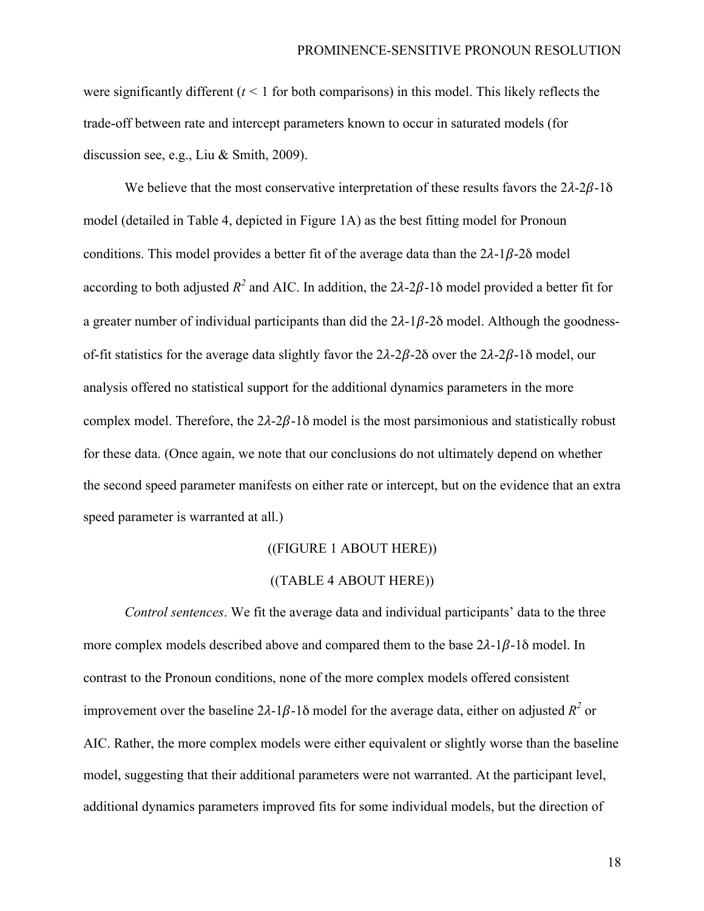were significantly different ($t < 1$ for both comparisons) in this model. This likely reflects the trade-off between rate and intercept parameters known to occur in saturated models (for discussion see, e.g., Liu & Smith, 2009).

We believe that the most conservative interpretation of these results favors the $2\lambda$-$2\beta$-$1\delta$ model (detailed in Table 4, depicted in Figure 1A) as the best fitting model for Pronoun conditions. This model provides a better fit of the average data than the $2\lambda$-$1\beta$-$2\delta$ model according to both adjusted $R^2$ and AIC. In addition, the $2\lambda$-$2\beta$-$1\delta$ model provided a better fit for a greater number of individual participants than did the $2\lambda$-$1\beta$-$2\delta$ model. Although the goodness-of-fit statistics for the average data slightly favor the $2\lambda$-$2\beta$-$2\delta$ over the $2\lambda$-$2\beta$-$1\delta$ model, our analysis offered no statistical support for the additional dynamics parameters in the more complex model. Therefore, the $2\lambda$-$2\beta$-$1\delta$ model is the most parsimonious and statistically robust for these data. (Once again, we note that our conclusions do not ultimately depend on whether the second speed parameter manifests on either rate or intercept, but on the evidence that an extra speed parameter is warranted at all.)

((FIGURE 1 ABOUT HERE))

((TABLE 4 ABOUT HERE))

*Control sentences*. We fit the average data and individual participants' data to the three more complex models described above and compared them to the base $2\lambda$-$1\beta$-$1\delta$ model. In contrast to the Pronoun conditions, none of the more complex models offered consistent improvement over the baseline $2\lambda$-$1\beta$-$1\delta$ model for the average data, either on adjusted $R^2$ or AIC. Rather, the more complex models were either equivalent or slightly worse than the baseline model, suggesting that their additional parameters were not warranted. At the participant level, additional dynamics parameters improved fits for some individual models, but the direction of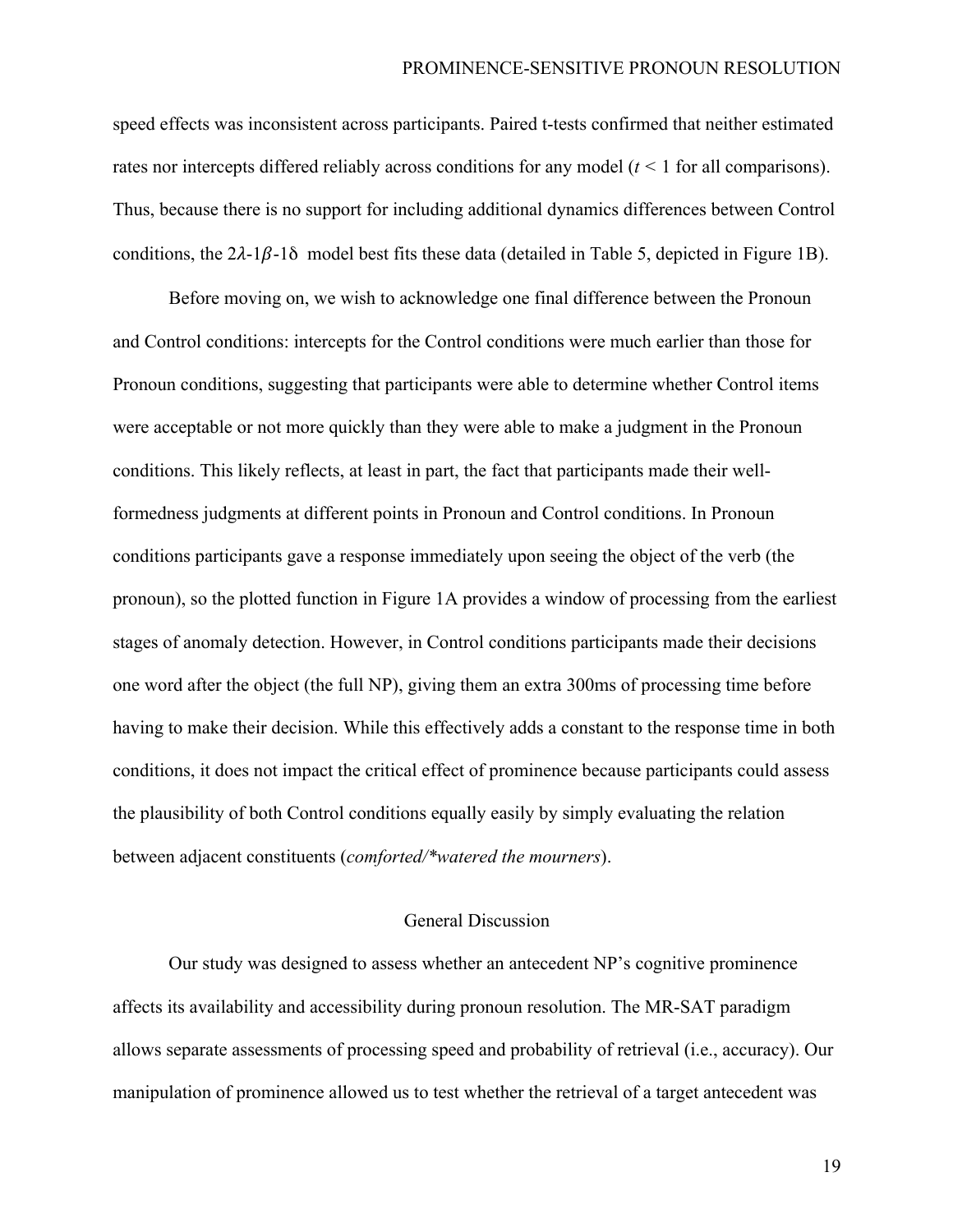speed effects was inconsistent across participants. Paired t-tests confirmed that neither estimated rates nor intercepts differed reliably across conditions for any model ($t < 1$ for all comparisons). Thus, because there is no support for including additional dynamics differences between Control conditions, the $2\lambda$-$1\beta$-$1\delta$ model best fits these data (detailed in Table 5, depicted in Figure 1B).

Before moving on, we wish to acknowledge one final difference between the Pronoun and Control conditions: intercepts for the Control conditions were much earlier than those for Pronoun conditions, suggesting that participants were able to determine whether Control items were acceptable or not more quickly than they were able to make a judgment in the Pronoun conditions. This likely reflects, at least in part, the fact that participants made their well-formedness judgments at different points in Pronoun and Control conditions. In Pronoun conditions participants gave a response immediately upon seeing the object of the verb (the pronoun), so the plotted function in Figure 1A provides a window of processing from the earliest stages of anomaly detection. However, in Control conditions participants made their decisions one word after the object (the full NP), giving them an extra 300ms of processing time before having to make their decision. While this effectively adds a constant to the response time in both conditions, it does not impact the critical effect of prominence because participants could assess the plausibility of both Control conditions equally easily by simply evaluating the relation between adjacent constituents (*comforted/*watered the mourners*).

## General Discussion

Our study was designed to assess whether an antecedent NP's cognitive prominence affects its availability and accessibility during pronoun resolution. The MR-SAT paradigm allows separate assessments of processing speed and probability of retrieval (i.e., accuracy). Our manipulation of prominence allowed us to test whether the retrieval of a target antecedent was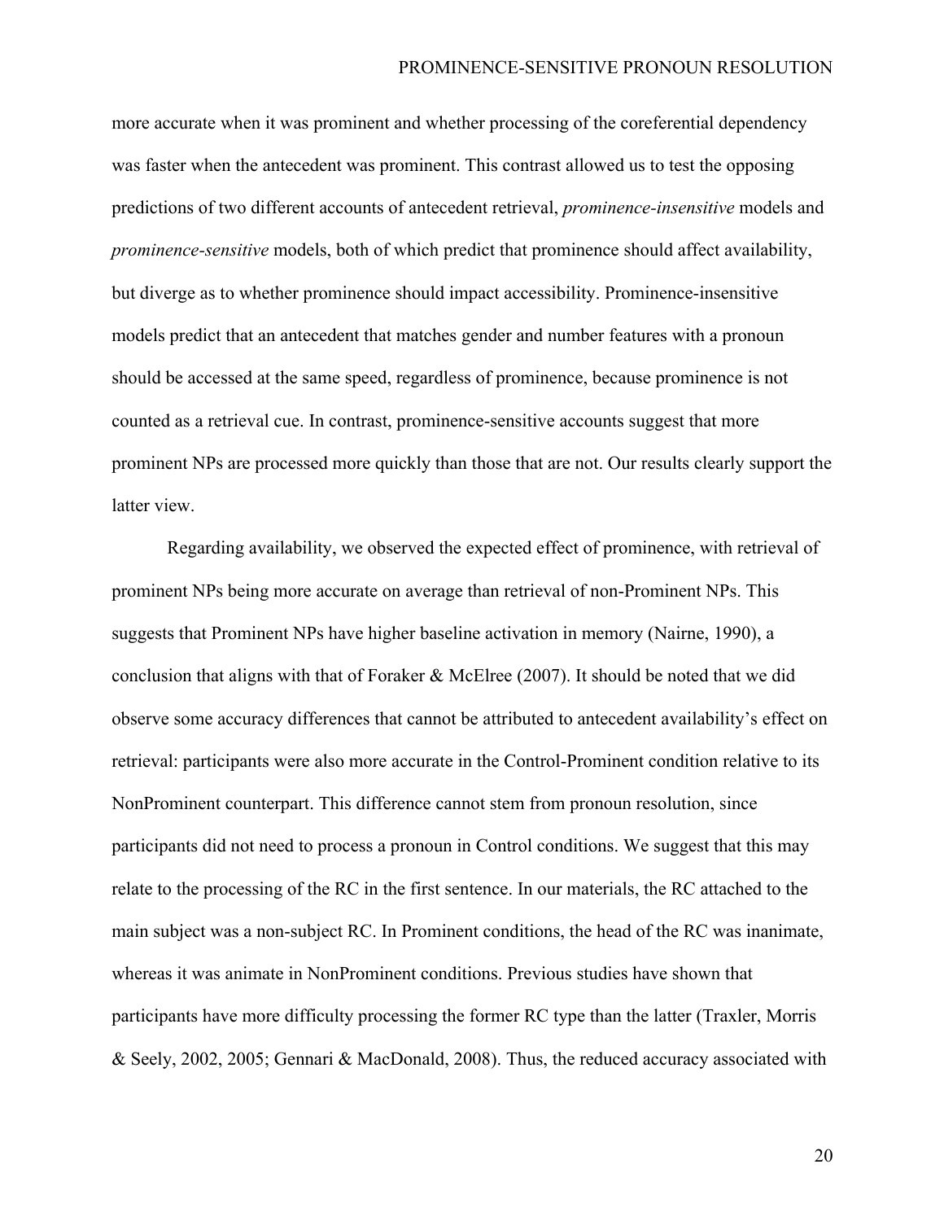more accurate when it was prominent and whether processing of the coreferential dependency was faster when the antecedent was prominent. This contrast allowed us to test the opposing predictions of two different accounts of antecedent retrieval, *prominence-insensitive* models and *prominence-sensitive* models, both of which predict that prominence should affect availability, but diverge as to whether prominence should impact accessibility. Prominence-insensitive models predict that an antecedent that matches gender and number features with a pronoun should be accessed at the same speed, regardless of prominence, because prominence is not counted as a retrieval cue. In contrast, prominence-sensitive accounts suggest that more prominent NPs are processed more quickly than those that are not. Our results clearly support the latter view.

Regarding availability, we observed the expected effect of prominence, with retrieval of prominent NPs being more accurate on average than retrieval of non-Prominent NPs. This suggests that Prominent NPs have higher baseline activation in memory (Nairne, 1990), a conclusion that aligns with that of Foraker & McElree (2007). It should be noted that we did observe some accuracy differences that cannot be attributed to antecedent availability's effect on retrieval: participants were also more accurate in the Control-Prominent condition relative to its NonProminent counterpart. This difference cannot stem from pronoun resolution, since participants did not need to process a pronoun in Control conditions. We suggest that this may relate to the processing of the RC in the first sentence. In our materials, the RC attached to the main subject was a non-subject RC. In Prominent conditions, the head of the RC was inanimate, whereas it was animate in NonProminent conditions. Previous studies have shown that participants have more difficulty processing the former RC type than the latter (Traxler, Morris & Seely, 2002, 2005; Gennari & MacDonald, 2008). Thus, the reduced accuracy associated with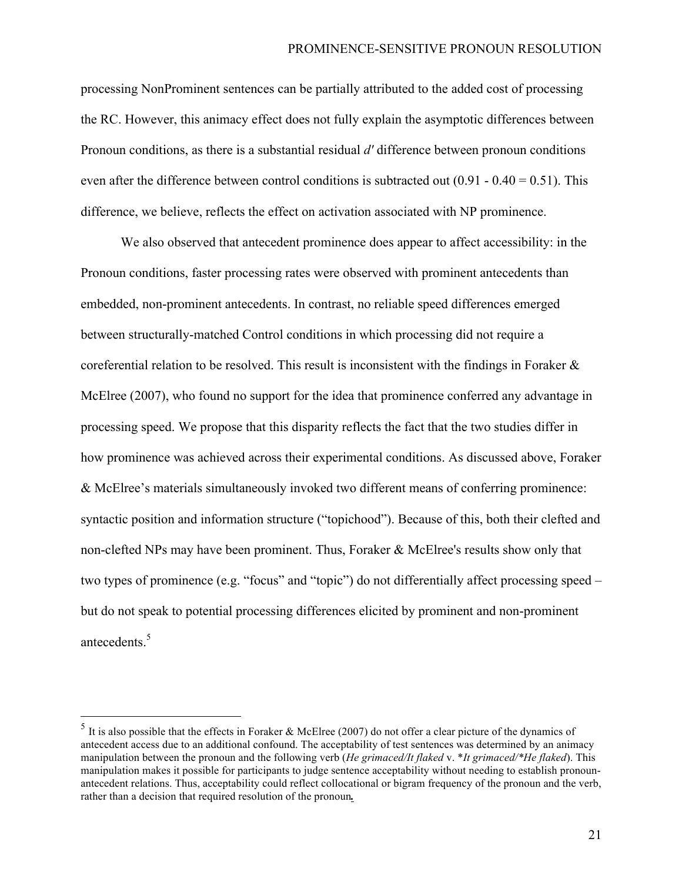processing NonProminent sentences can be partially attributed to the added cost of processing the RC. However, this animacy effect does not fully explain the asymptotic differences between Pronoun conditions, as there is a substantial residual *d′* difference between pronoun conditions even after the difference between control conditions is subtracted out (0.91 - 0.40 = 0.51). This difference, we believe, reflects the effect on activation associated with NP prominence.

We also observed that antecedent prominence does appear to affect accessibility: in the Pronoun conditions, faster processing rates were observed with prominent antecedents than embedded, non-prominent antecedents. In contrast, no reliable speed differences emerged between structurally-matched Control conditions in which processing did not require a coreferential relation to be resolved. This result is inconsistent with the findings in Foraker & McElree (2007), who found no support for the idea that prominence conferred any advantage in processing speed. We propose that this disparity reflects the fact that the two studies differ in how prominence was achieved across their experimental conditions. As discussed above, Foraker & McElree's materials simultaneously invoked two different means of conferring prominence: syntactic position and information structure ("topichood"). Because of this, both their clefted and non-clefted NPs may have been prominent. Thus, Foraker & McElree's results show only that two types of prominence (e.g. "focus" and "topic") do not differentially affect processing speed – but do not speak to potential processing differences elicited by prominent and non-prominent antecedents.[5]

---

[5] It is also possible that the effects in Foraker & McElree (2007) do not offer a clear picture of the dynamics of antecedent access due to an additional confound. The acceptability of test sentences was determined by an animacy manipulation between the pronoun and the following verb (*He grimaced/It flaked* v. \**It grimaced/\*He flaked*). This manipulation makes it possible for participants to judge sentence acceptability without needing to establish pronoun-antecedent relations. Thus, acceptability could reflect collocational or bigram frequency of the pronoun and the verb, rather than a decision that required resolution of the pronoun.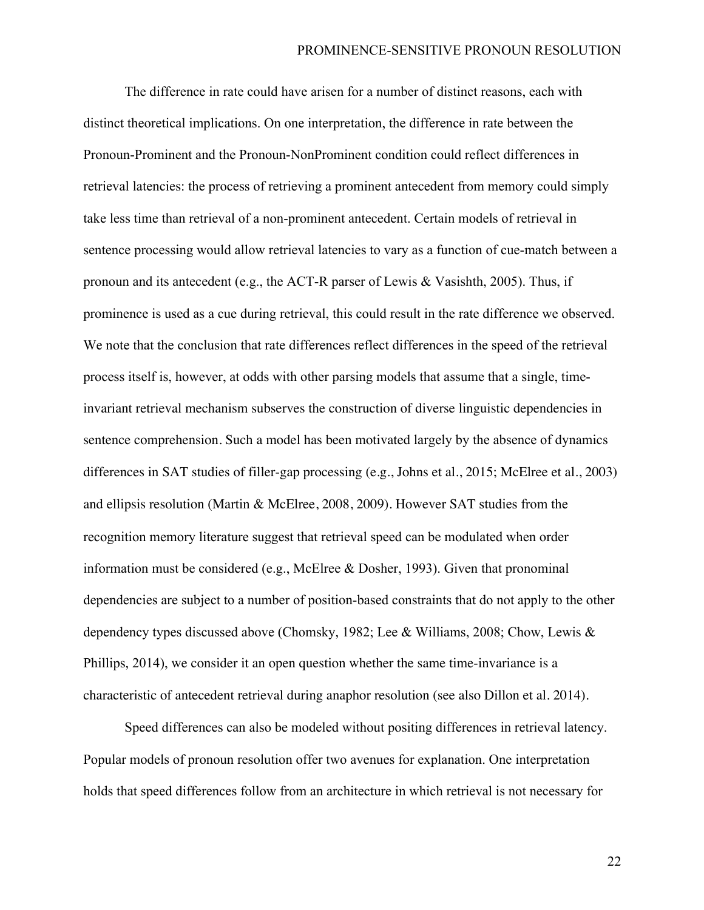The difference in rate could have arisen for a number of distinct reasons, each with distinct theoretical implications. On one interpretation, the difference in rate between the Pronoun-Prominent and the Pronoun-NonProminent condition could reflect differences in retrieval latencies: the process of retrieving a prominent antecedent from memory could simply take less time than retrieval of a non-prominent antecedent. Certain models of retrieval in sentence processing would allow retrieval latencies to vary as a function of cue-match between a pronoun and its antecedent (e.g., the ACT-R parser of Lewis & Vasishth, 2005). Thus, if prominence is used as a cue during retrieval, this could result in the rate difference we observed. We note that the conclusion that rate differences reflect differences in the speed of the retrieval process itself is, however, at odds with other parsing models that assume that a single, time-invariant retrieval mechanism subserves the construction of diverse linguistic dependencies in sentence comprehension. Such a model has been motivated largely by the absence of dynamics differences in SAT studies of filler-gap processing (e.g., Johns et al., 2015; McElree et al., 2003) and ellipsis resolution (Martin & McElree, 2008, 2009). However SAT studies from the recognition memory literature suggest that retrieval speed can be modulated when order information must be considered (e.g., McElree & Dosher, 1993). Given that pronominal dependencies are subject to a number of position-based constraints that do not apply to the other dependency types discussed above (Chomsky, 1982; Lee & Williams, 2008; Chow, Lewis & Phillips, 2014), we consider it an open question whether the same time-invariance is a characteristic of antecedent retrieval during anaphor resolution (see also Dillon et al. 2014).

Speed differences can also be modeled without positing differences in retrieval latency. Popular models of pronoun resolution offer two avenues for explanation. One interpretation holds that speed differences follow from an architecture in which retrieval is not necessary for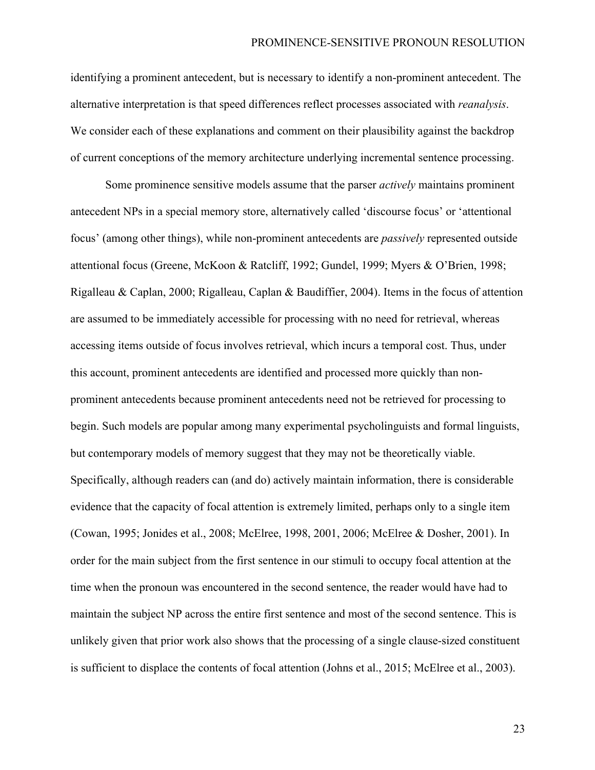identifying a prominent antecedent, but is necessary to identify a non-prominent antecedent. The alternative interpretation is that speed differences reflect processes associated with *reanalysis*. We consider each of these explanations and comment on their plausibility against the backdrop of current conceptions of the memory architecture underlying incremental sentence processing.

Some prominence sensitive models assume that the parser *actively* maintains prominent antecedent NPs in a special memory store, alternatively called 'discourse focus' or 'attentional focus' (among other things), while non-prominent antecedents are *passively* represented outside attentional focus (Greene, McKoon & Ratcliff, 1992; Gundel, 1999; Myers & O'Brien, 1998; Rigalleau & Caplan, 2000; Rigalleau, Caplan & Baudiffier, 2004). Items in the focus of attention are assumed to be immediately accessible for processing with no need for retrieval, whereas accessing items outside of focus involves retrieval, which incurs a temporal cost. Thus, under this account, prominent antecedents are identified and processed more quickly than non-prominent antecedents because prominent antecedents need not be retrieved for processing to begin. Such models are popular among many experimental psycholinguists and formal linguists, but contemporary models of memory suggest that they may not be theoretically viable. Specifically, although readers can (and do) actively maintain information, there is considerable evidence that the capacity of focal attention is extremely limited, perhaps only to a single item (Cowan, 1995; Jonides et al., 2008; McElree, 1998, 2001, 2006; McElree & Dosher, 2001). In order for the main subject from the first sentence in our stimuli to occupy focal attention at the time when the pronoun was encountered in the second sentence, the reader would have had to maintain the subject NP across the entire first sentence and most of the second sentence. This is unlikely given that prior work also shows that the processing of a single clause-sized constituent is sufficient to displace the contents of focal attention (Johns et al., 2015; McElree et al., 2003).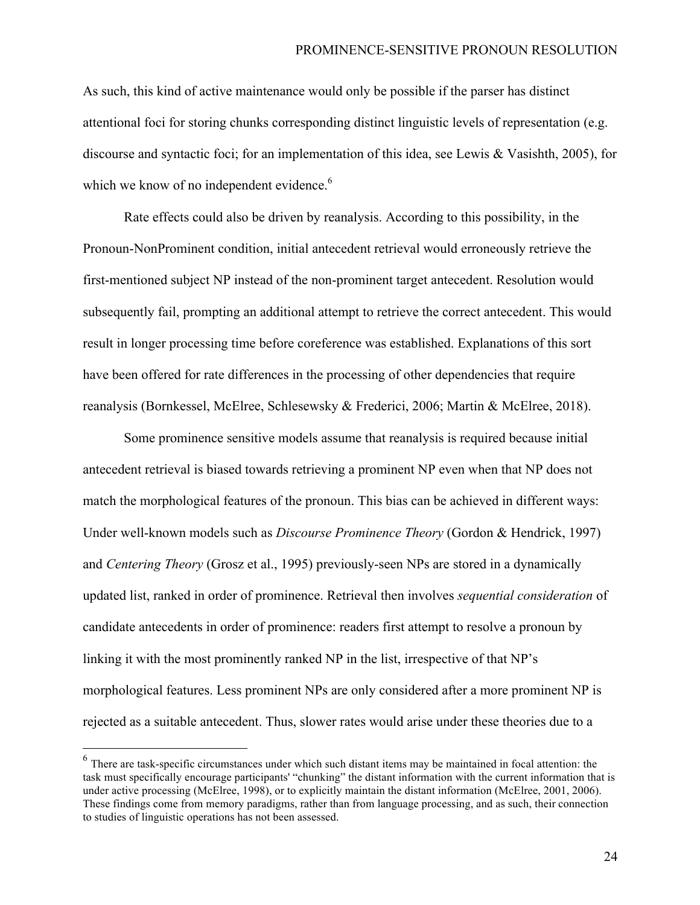As such, this kind of active maintenance would only be possible if the parser has distinct attentional foci for storing chunks corresponding distinct linguistic levels of representation (e.g. discourse and syntactic foci; for an implementation of this idea, see Lewis & Vasishth, 2005), for which we know of no independent evidence.[6]

Rate effects could also be driven by reanalysis. According to this possibility, in the Pronoun-NonProminent condition, initial antecedent retrieval would erroneously retrieve the first-mentioned subject NP instead of the non-prominent target antecedent. Resolution would subsequently fail, prompting an additional attempt to retrieve the correct antecedent. This would result in longer processing time before coreference was established. Explanations of this sort have been offered for rate differences in the processing of other dependencies that require reanalysis (Bornkessel, McElree, Schlesewsky & Frederici, 2006; Martin & McElree, 2018).

Some prominence sensitive models assume that reanalysis is required because initial antecedent retrieval is biased towards retrieving a prominent NP even when that NP does not match the morphological features of the pronoun. This bias can be achieved in different ways: Under well-known models such as *Discourse Prominence Theory* (Gordon & Hendrick, 1997) and *Centering Theory* (Grosz et al., 1995) previously-seen NPs are stored in a dynamically updated list, ranked in order of prominence. Retrieval then involves *sequential consideration* of candidate antecedents in order of prominence: readers first attempt to resolve a pronoun by linking it with the most prominently ranked NP in the list, irrespective of that NP's morphological features. Less prominent NPs are only considered after a more prominent NP is rejected as a suitable antecedent. Thus, slower rates would arise under these theories due to a

[6] There are task-specific circumstances under which such distant items may be maintained in focal attention: the task must specifically encourage participants' "chunking" the distant information with the current information that is under active processing (McElree, 1998), or to explicitly maintain the distant information (McElree, 2001, 2006). These findings come from memory paradigms, rather than from language processing, and as such, their connection to studies of linguistic operations has not been assessed.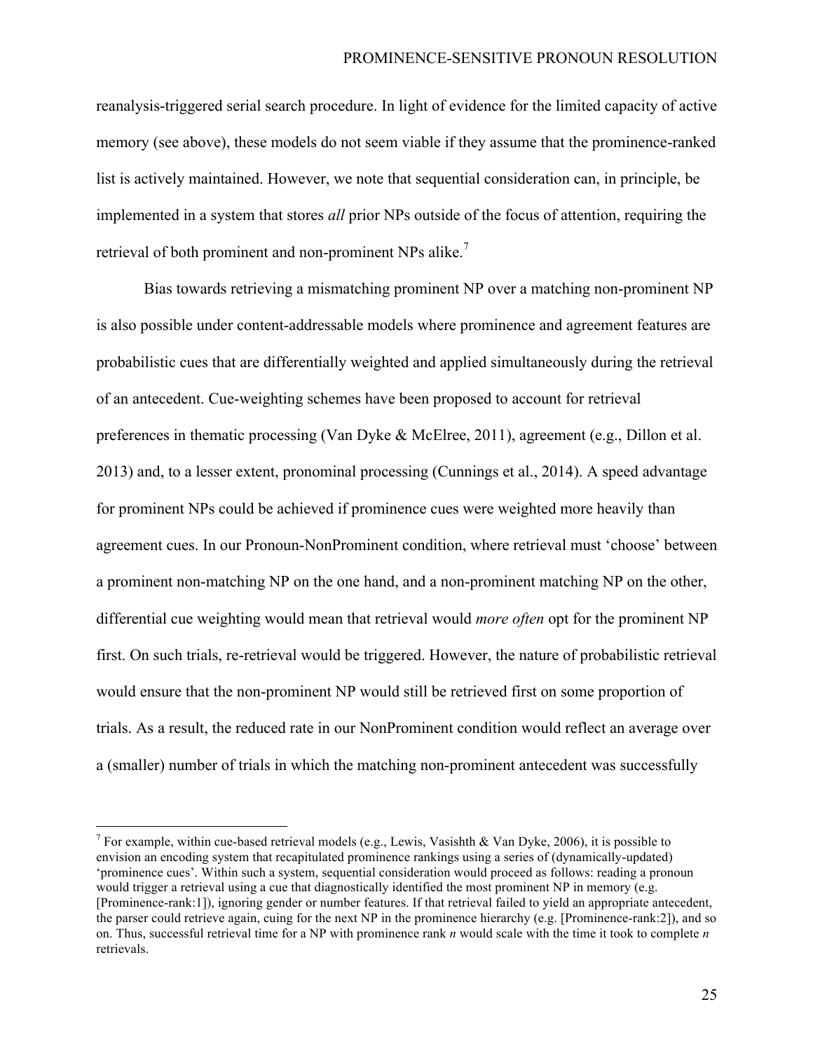reanalysis-triggered serial search procedure. In light of evidence for the limited capacity of active memory (see above), these models do not seem viable if they assume that the prominence-ranked list is actively maintained. However, we note that sequential consideration can, in principle, be implemented in a system that stores *all* prior NPs outside of the focus of attention, requiring the retrieval of both prominent and non-prominent NPs alike.[7]

Bias towards retrieving a mismatching prominent NP over a matching non-prominent NP is also possible under content-addressable models where prominence and agreement features are probabilistic cues that are differentially weighted and applied simultaneously during the retrieval of an antecedent. Cue-weighting schemes have been proposed to account for retrieval preferences in thematic processing (Van Dyke & McElree, 2011), agreement (e.g., Dillon et al. 2013) and, to a lesser extent, pronominal processing (Cunnings et al., 2014). A speed advantage for prominent NPs could be achieved if prominence cues were weighted more heavily than agreement cues. In our Pronoun-NonProminent condition, where retrieval must 'choose' between a prominent non-matching NP on the one hand, and a non-prominent matching NP on the other, differential cue weighting would mean that retrieval would *more often* opt for the prominent NP first. On such trials, re-retrieval would be triggered. However, the nature of probabilistic retrieval would ensure that the non-prominent NP would still be retrieved first on some proportion of trials. As a result, the reduced rate in our NonProminent condition would reflect an average over a (smaller) number of trials in which the matching non-prominent antecedent was successfully

[7] For example, within cue-based retrieval models (e.g., Lewis, Vasishth & Van Dyke, 2006), it is possible to envision an encoding system that recapitulated prominence rankings using a series of (dynamically-updated) 'prominence cues'. Within such a system, sequential consideration would proceed as follows: reading a pronoun would trigger a retrieval using a cue that diagnostically identified the most prominent NP in memory (e.g. [Prominence-rank:1]), ignoring gender or number features. If that retrieval failed to yield an appropriate antecedent, the parser could retrieve again, cuing for the next NP in the prominence hierarchy (e.g. [Prominence-rank:2]), and so on. Thus, successful retrieval time for a NP with prominence rank *n* would scale with the time it took to complete *n* retrievals.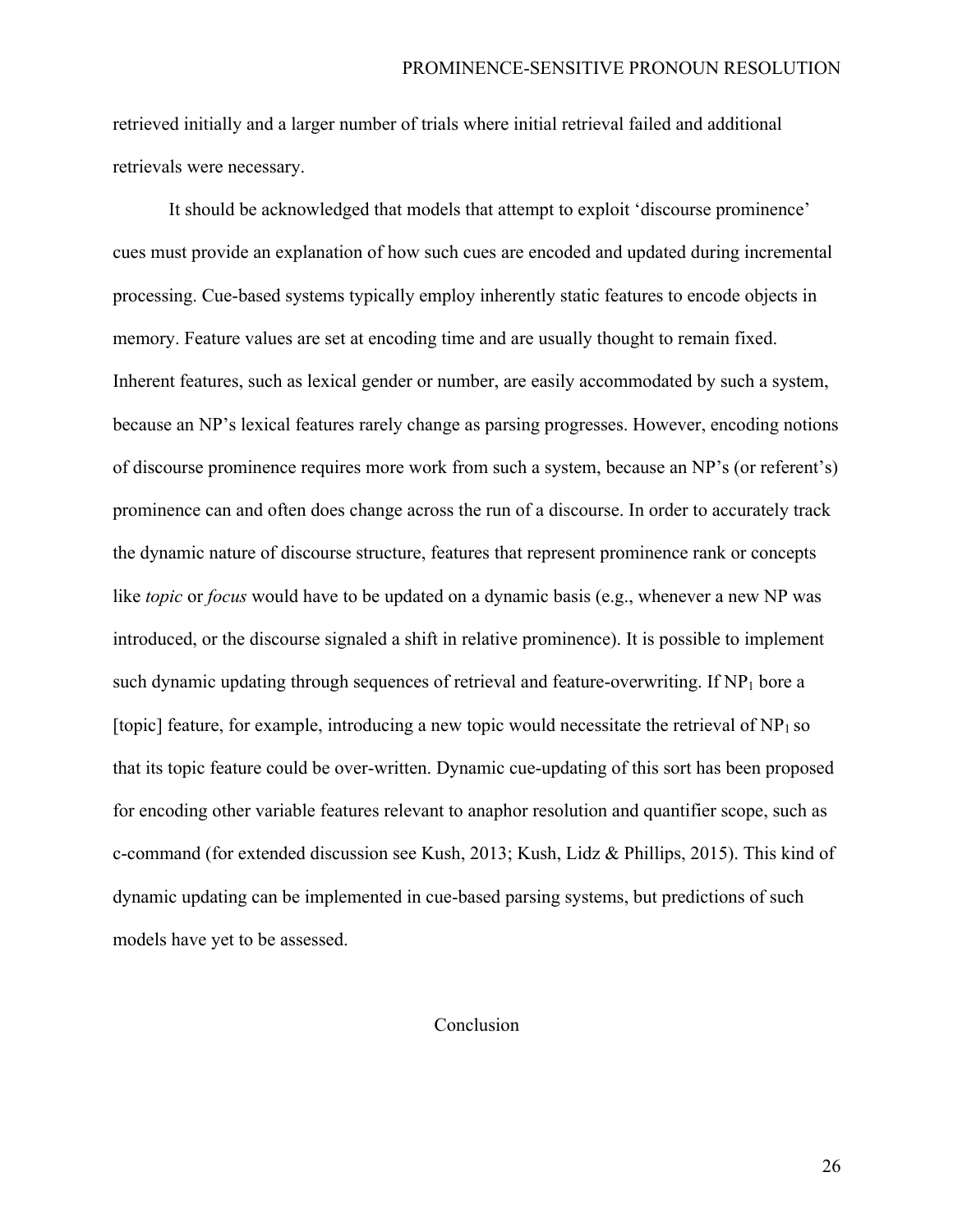retrieved initially and a larger number of trials where initial retrieval failed and additional retrievals were necessary.

It should be acknowledged that models that attempt to exploit 'discourse prominence' cues must provide an explanation of how such cues are encoded and updated during incremental processing. Cue-based systems typically employ inherently static features to encode objects in memory. Feature values are set at encoding time and are usually thought to remain fixed. Inherent features, such as lexical gender or number, are easily accommodated by such a system, because an NP's lexical features rarely change as parsing progresses. However, encoding notions of discourse prominence requires more work from such a system, because an NP's (or referent's) prominence can and often does change across the run of a discourse. In order to accurately track the dynamic nature of discourse structure, features that represent prominence rank or concepts like *topic* or *focus* would have to be updated on a dynamic basis (e.g., whenever a new NP was introduced, or the discourse signaled a shift in relative prominence). It is possible to implement such dynamic updating through sequences of retrieval and feature-overwriting. If $NP_1$ bore a [topic] feature, for example, introducing a new topic would necessitate the retrieval of $NP_1$ so that its topic feature could be over-written. Dynamic cue-updating of this sort has been proposed for encoding other variable features relevant to anaphor resolution and quantifier scope, such as c-command (for extended discussion see Kush, 2013; Kush, Lidz & Phillips, 2015). This kind of dynamic updating can be implemented in cue-based parsing systems, but predictions of such models have yet to be assessed.

## Conclusion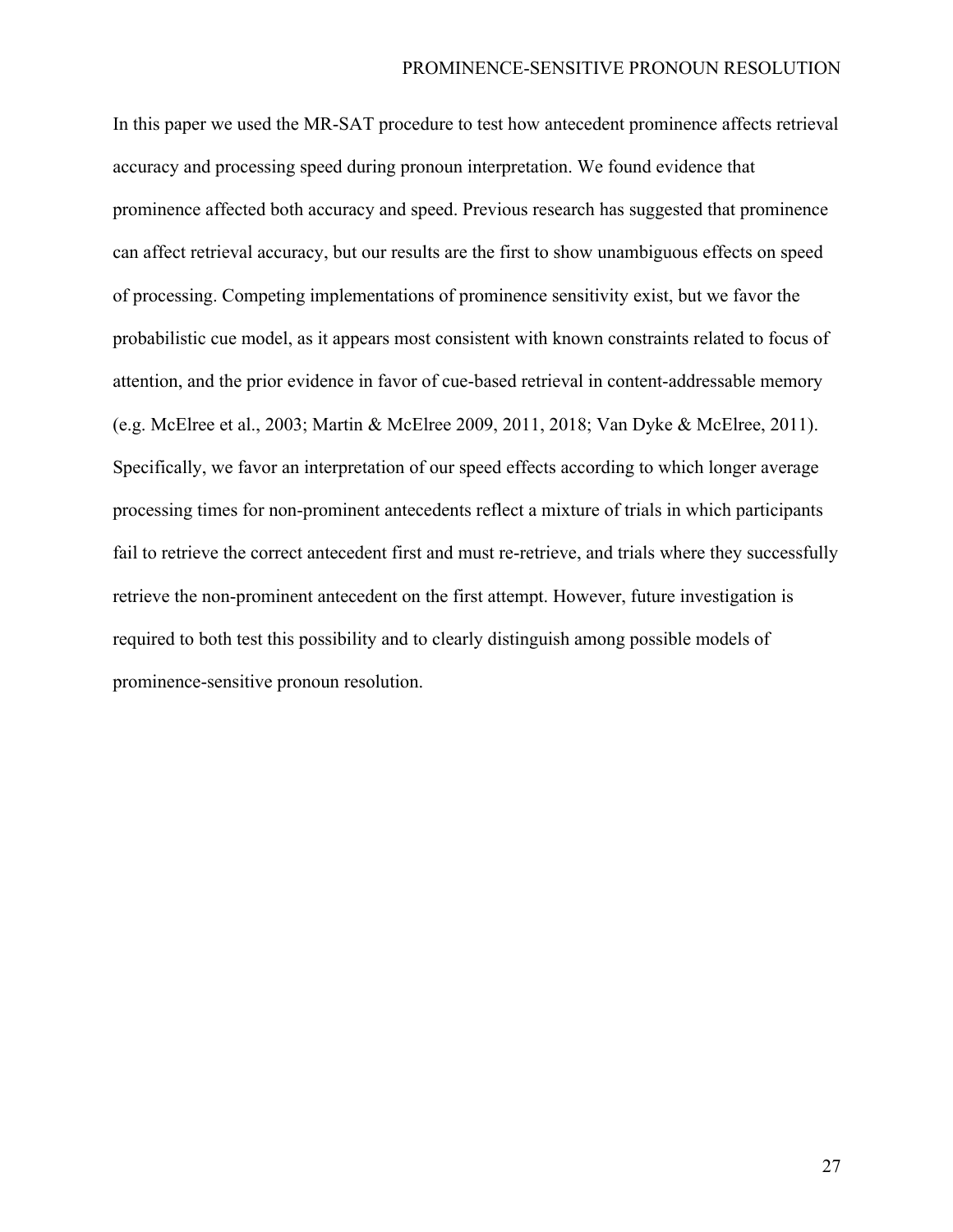In this paper we used the MR-SAT procedure to test how antecedent prominence affects retrieval accuracy and processing speed during pronoun interpretation. We found evidence that prominence affected both accuracy and speed. Previous research has suggested that prominence can affect retrieval accuracy, but our results are the first to show unambiguous effects on speed of processing. Competing implementations of prominence sensitivity exist, but we favor the probabilistic cue model, as it appears most consistent with known constraints related to focus of attention, and the prior evidence in favor of cue-based retrieval in content-addressable memory (e.g. McElree et al., 2003; Martin & McElree 2009, 2011, 2018; Van Dyke & McElree, 2011). Specifically, we favor an interpretation of our speed effects according to which longer average processing times for non-prominent antecedents reflect a mixture of trials in which participants fail to retrieve the correct antecedent first and must re-retrieve, and trials where they successfully retrieve the non-prominent antecedent on the first attempt. However, future investigation is required to both test this possibility and to clearly distinguish among possible models of prominence-sensitive pronoun resolution.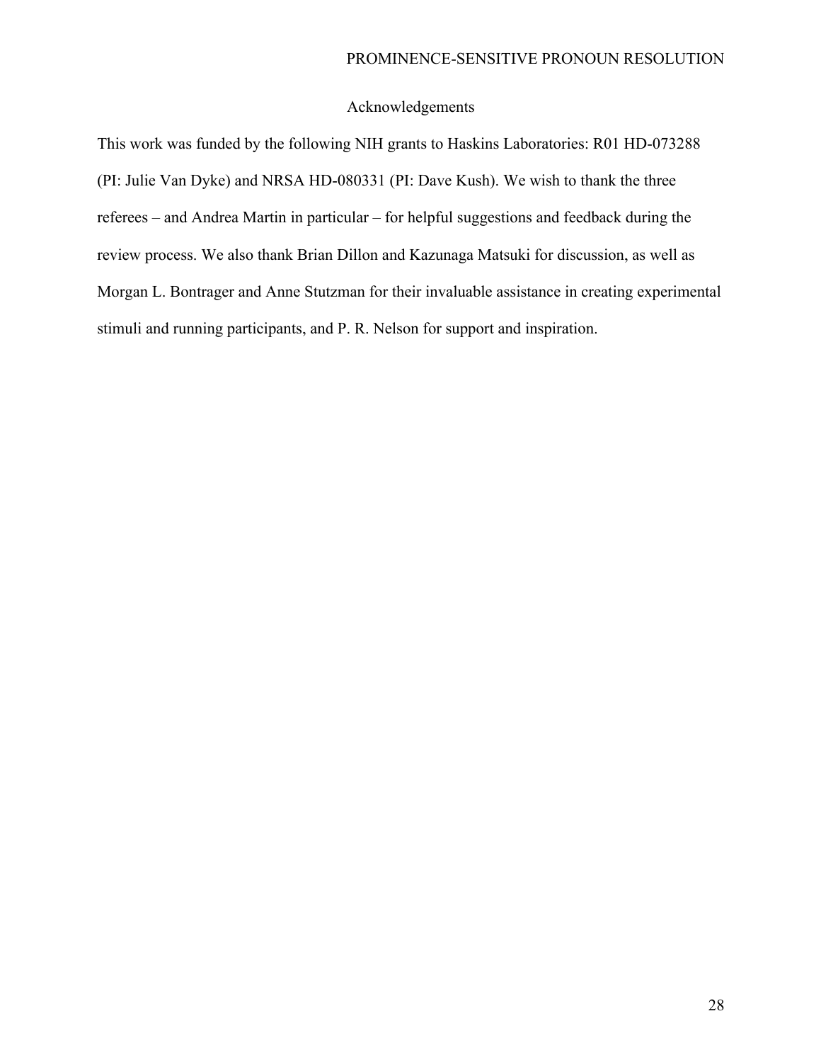## Acknowledgements

This work was funded by the following NIH grants to Haskins Laboratories: R01 HD-073288 (PI: Julie Van Dyke) and NRSA HD-080331 (PI: Dave Kush). We wish to thank the three referees – and Andrea Martin in particular – for helpful suggestions and feedback during the review process. We also thank Brian Dillon and Kazunaga Matsuki for discussion, as well as Morgan L. Bontrager and Anne Stutzman for their invaluable assistance in creating experimental stimuli and running participants, and P. R. Nelson for support and inspiration.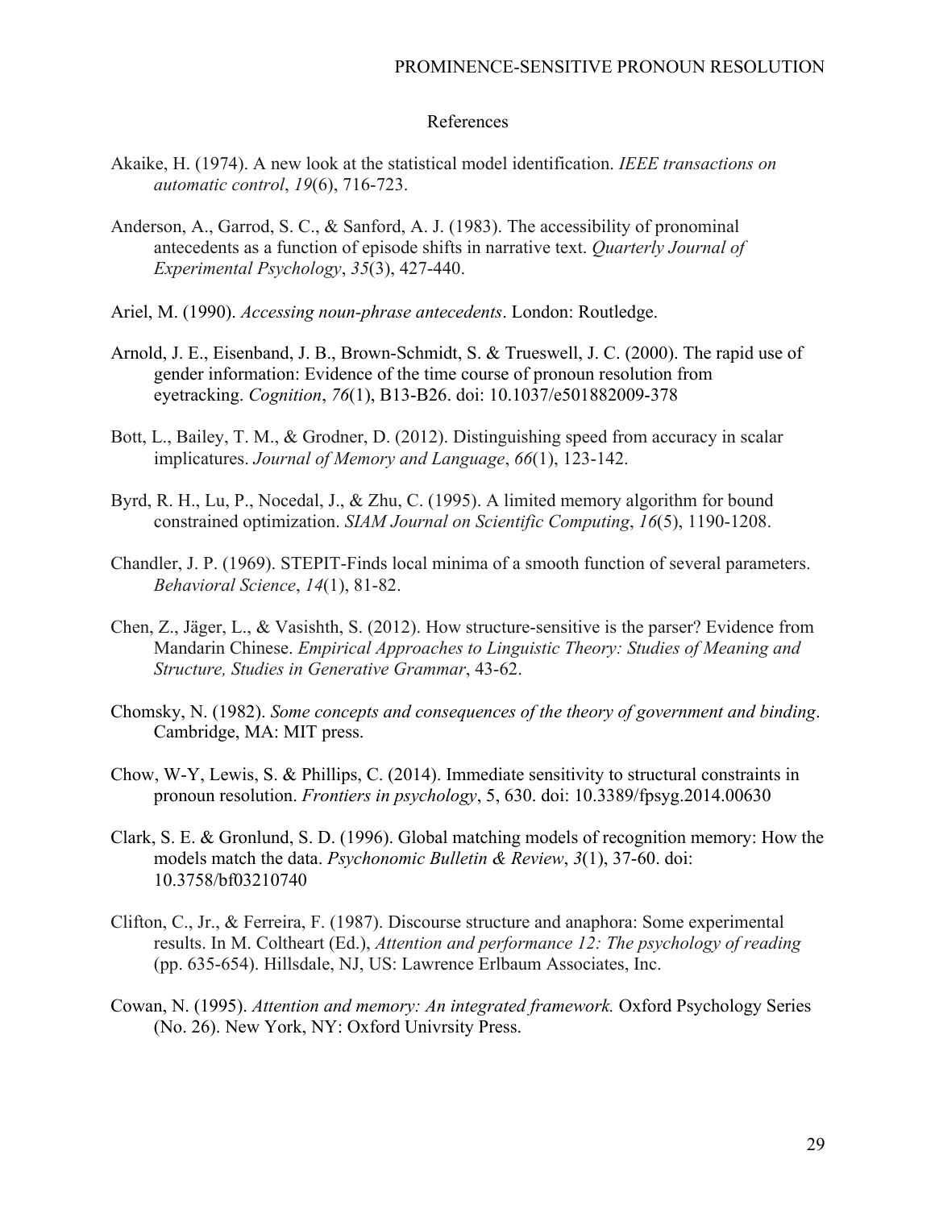# References

Akaike, H. (1974). A new look at the statistical model identification. *IEEE transactions on automatic control*, *19*(6), 716-723.

Anderson, A., Garrod, S. C., & Sanford, A. J. (1983). The accessibility of pronominal antecedents as a function of episode shifts in narrative text. *Quarterly Journal of Experimental Psychology*, *35*(3), 427-440.

Ariel, M. (1990). *Accessing noun-phrase antecedents*. London: Routledge.

Arnold, J. E., Eisenband, J. B., Brown-Schmidt, S. & Trueswell, J. C. (2000). The rapid use of gender information: Evidence of the time course of pronoun resolution from eyetracking. *Cognition*, *76*(1), B13-B26. doi: 10.1037/e501882009-378

Bott, L., Bailey, T. M., & Grodner, D. (2012). Distinguishing speed from accuracy in scalar implicatures. *Journal of Memory and Language*, *66*(1), 123-142.

Byrd, R. H., Lu, P., Nocedal, J., & Zhu, C. (1995). A limited memory algorithm for bound constrained optimization. *SIAM Journal on Scientific Computing*, *16*(5), 1190-1208.

Chandler, J. P. (1969). STEPIT-Finds local minima of a smooth function of several parameters. *Behavioral Science*, *14*(1), 81-82.

Chen, Z., Jäger, L., & Vasishth, S. (2012). How structure-sensitive is the parser? Evidence from Mandarin Chinese. *Empirical Approaches to Linguistic Theory: Studies of Meaning and Structure, Studies in Generative Grammar*, 43-62.

Chomsky, N. (1982). *Some concepts and consequences of the theory of government and binding*. Cambridge, MA: MIT press.

Chow, W-Y, Lewis, S. & Phillips, C. (2014). Immediate sensitivity to structural constraints in pronoun resolution. *Frontiers in psychology*, 5, 630. doi: 10.3389/fpsyg.2014.00630

Clark, S. E. & Gronlund, S. D. (1996). Global matching models of recognition memory: How the models match the data. *Psychonomic Bulletin & Review*, *3*(1), 37-60. doi: 10.3758/bf03210740

Clifton, C., Jr., & Ferreira, F. (1987). Discourse structure and anaphora: Some experimental results. In M. Coltheart (Ed.), *Attention and performance 12: The psychology of reading* (pp. 635-654). Hillsdale, NJ, US: Lawrence Erlbaum Associates, Inc.

Cowan, N. (1995). *Attention and memory: An integrated framework.* Oxford Psychology Series (No. 26). New York, NY: Oxford Univrsity Press.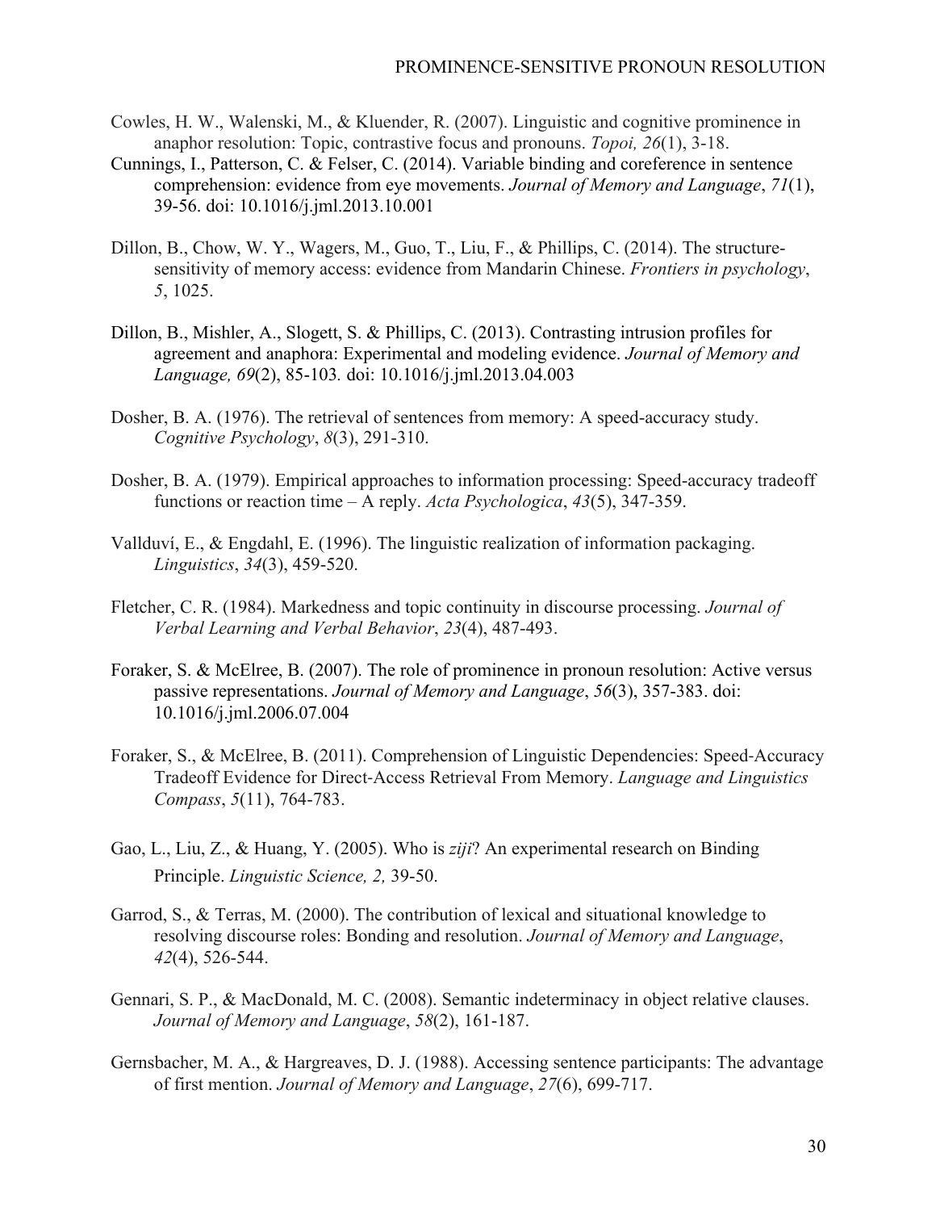Cowles, H. W., Walenski, M., & Kluender, R. (2007). Linguistic and cognitive prominence in anaphor resolution: Topic, contrastive focus and pronouns. *Topoi, 26*(1), 3-18.

Cunnings, I., Patterson, C. & Felser, C. (2014). Variable binding and coreference in sentence comprehension: evidence from eye movements. *Journal of Memory and Language*, *71*(1), 39-56. doi: 10.1016/j.jml.2013.10.001

Dillon, B., Chow, W. Y., Wagers, M., Guo, T., Liu, F., & Phillips, C. (2014). The structure-sensitivity of memory access: evidence from Mandarin Chinese. *Frontiers in psychology*, *5*, 1025.

Dillon, B., Mishler, A., Slogett, S. & Phillips, C. (2013). Contrasting intrusion profiles for agreement and anaphora: Experimental and modeling evidence. *Journal of Memory and Language, 69*(2), 85-103. doi: 10.1016/j.jml.2013.04.003

Dosher, B. A. (1976). The retrieval of sentences from memory: A speed-accuracy study. *Cognitive Psychology*, *8*(3), 291-310.

Dosher, B. A. (1979). Empirical approaches to information processing: Speed-accuracy tradeoff functions or reaction time – A reply. *Acta Psychologica*, *43*(5), 347-359.

Vallduví, E., & Engdahl, E. (1996). The linguistic realization of information packaging. *Linguistics*, *34*(3), 459-520.

Fletcher, C. R. (1984). Markedness and topic continuity in discourse processing. *Journal of Verbal Learning and Verbal Behavior*, *23*(4), 487-493.

Foraker, S. & McElree, B. (2007). The role of prominence in pronoun resolution: Active versus passive representations. *Journal of Memory and Language*, *56*(3), 357-383. doi: 10.1016/j.jml.2006.07.004

Foraker, S., & McElree, B. (2011). Comprehension of Linguistic Dependencies: Speed-Accuracy Tradeoff Evidence for Direct-Access Retrieval From Memory. *Language and Linguistics Compass*, *5*(11), 764-783.

Gao, L., Liu, Z., & Huang, Y. (2005). Who is *ziji*? An experimental research on Binding Principle. *Linguistic Science, 2,* 39-50.

Garrod, S., & Terras, M. (2000). The contribution of lexical and situational knowledge to resolving discourse roles: Bonding and resolution. *Journal of Memory and Language*, *42*(4), 526-544.

Gennari, S. P., & MacDonald, M. C. (2008). Semantic indeterminacy in object relative clauses. *Journal of Memory and Language*, *58*(2), 161-187.

Gernsbacher, M. A., & Hargreaves, D. J. (1988). Accessing sentence participants: The advantage of first mention. *Journal of Memory and Language*, *27*(6), 699-717.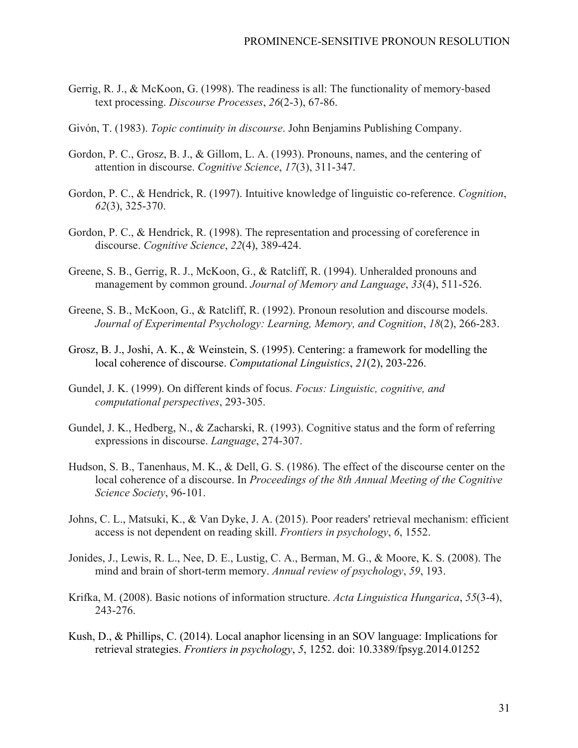Gerrig, R. J., & McKoon, G. (1998). The readiness is all: The functionality of memory-based text processing. *Discourse Processes*, *26*(2-3), 67-86.

Givón, T. (1983). *Topic continuity in discourse*. John Benjamins Publishing Company.

Gordon, P. C., Grosz, B. J., & Gillom, L. A. (1993). Pronouns, names, and the centering of attention in discourse. *Cognitive Science*, *17*(3), 311-347.

Gordon, P. C., & Hendrick, R. (1997). Intuitive knowledge of linguistic co-reference. *Cognition*, *62*(3), 325-370.

Gordon, P. C., & Hendrick, R. (1998). The representation and processing of coreference in discourse. *Cognitive Science*, *22*(4), 389-424.

Greene, S. B., Gerrig, R. J., McKoon, G., & Ratcliff, R. (1994). Unheralded pronouns and management by common ground. *Journal of Memory and Language*, *33*(4), 511-526.

Greene, S. B., McKoon, G., & Ratcliff, R. (1992). Pronoun resolution and discourse models. *Journal of Experimental Psychology: Learning, Memory, and Cognition*, *18*(2), 266-283.

Grosz, B. J., Joshi, A. K., & Weinstein, S. (1995). Centering: a framework for modelling the local coherence of discourse. *Computational Linguistics*, *21*(2), 203-226.

Gundel, J. K. (1999). On different kinds of focus. *Focus: Linguistic, cognitive, and computational perspectives*, 293-305.

Gundel, J. K., Hedberg, N., & Zacharski, R. (1993). Cognitive status and the form of referring expressions in discourse. *Language*, 274-307.

Hudson, S. B., Tanenhaus, M. K., & Dell, G. S. (1986). The effect of the discourse center on the local coherence of a discourse. In *Proceedings of the 8th Annual Meeting of the Cognitive Science Society*, 96-101.

Johns, C. L., Matsuki, K., & Van Dyke, J. A. (2015). Poor readers' retrieval mechanism: efficient access is not dependent on reading skill. *Frontiers in psychology*, *6*, 1552.

Jonides, J., Lewis, R. L., Nee, D. E., Lustig, C. A., Berman, M. G., & Moore, K. S. (2008). The mind and brain of short-term memory. *Annual review of psychology*, *59*, 193.

Krifka, M. (2008). Basic notions of information structure. *Acta Linguistica Hungarica*, *55*(3-4), 243-276.

Kush, D., & Phillips, C. (2014). Local anaphor licensing in an SOV language: Implications for retrieval strategies. *Frontiers in psychology*, *5*, 1252. doi: 10.3389/fpsyg.2014.01252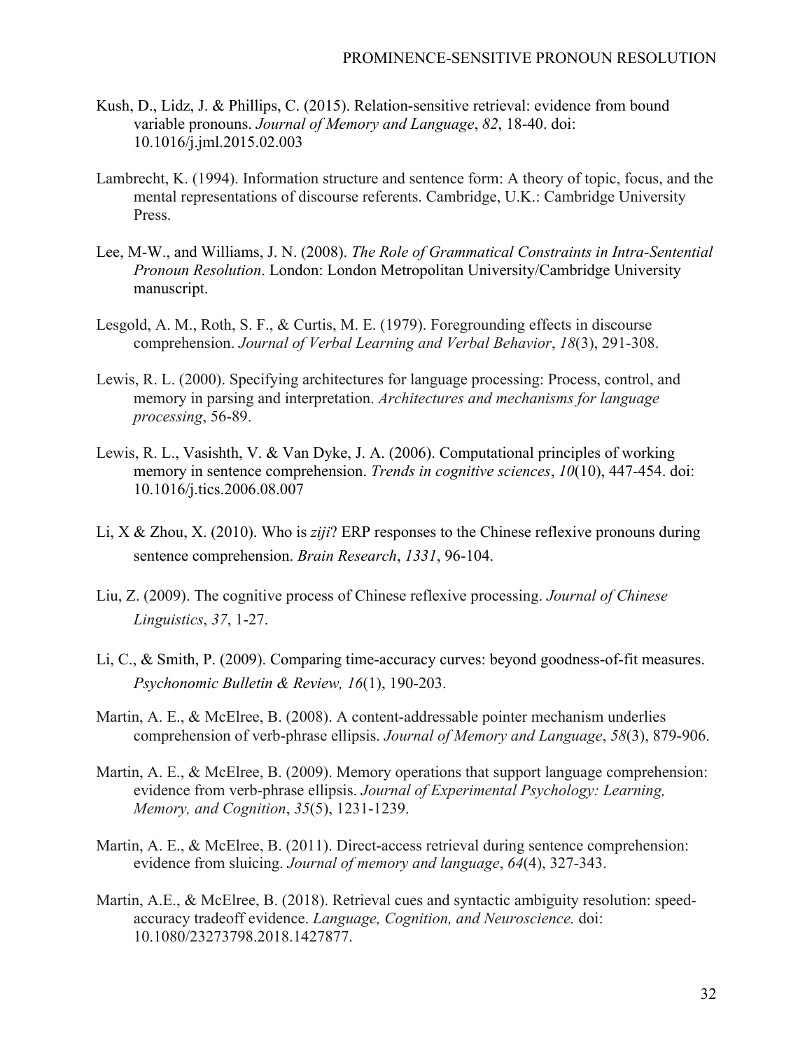Kush, D., Lidz, J. & Phillips, C. (2015). Relation-sensitive retrieval: evidence from bound variable pronouns. *Journal of Memory and Language*, *82*, 18-40. doi: 10.1016/j.jml.2015.02.003

Lambrecht, K. (1994). Information structure and sentence form: A theory of topic, focus, and the mental representations of discourse referents. Cambridge, U.K.: Cambridge University Press.

Lee, M-W., and Williams, J. N. (2008). *The Role of Grammatical Constraints in Intra-Sentential Pronoun Resolution*. London: London Metropolitan University/Cambridge University manuscript.

Lesgold, A. M., Roth, S. F., & Curtis, M. E. (1979). Foregrounding effects in discourse comprehension. *Journal of Verbal Learning and Verbal Behavior*, *18*(3), 291-308.

Lewis, R. L. (2000). Specifying architectures for language processing: Process, control, and memory in parsing and interpretation. *Architectures and mechanisms for language processing*, 56-89.

Lewis, R. L., Vasishth, V. & Van Dyke, J. A. (2006). Computational principles of working memory in sentence comprehension. *Trends in cognitive sciences*, *10*(10), 447-454. doi: 10.1016/j.tics.2006.08.007

Li, X & Zhou, X. (2010). Who is *ziji*? ERP responses to the Chinese reflexive pronouns during sentence comprehension. *Brain Research*, *1331*, 96-104.

Liu, Z. (2009). The cognitive process of Chinese reflexive processing. *Journal of Chinese Linguistics*, *37*, 1-27.

Li, C., & Smith, P. (2009). Comparing time-accuracy curves: beyond goodness-of-fit measures. *Psychonomic Bulletin & Review, 16*(1), 190-203.

Martin, A. E., & McElree, B. (2008). A content-addressable pointer mechanism underlies comprehension of verb-phrase ellipsis. *Journal of Memory and Language*, *58*(3), 879-906.

Martin, A. E., & McElree, B. (2009). Memory operations that support language comprehension: evidence from verb-phrase ellipsis. *Journal of Experimental Psychology: Learning, Memory, and Cognition*, *35*(5), 1231-1239.

Martin, A. E., & McElree, B. (2011). Direct-access retrieval during sentence comprehension: evidence from sluicing. *Journal of memory and language*, *64*(4), 327-343.

Martin, A.E., & McElree, B. (2018). Retrieval cues and syntactic ambiguity resolution: speed-accuracy tradeoff evidence. *Language, Cognition, and Neuroscience.* doi: 10.1080/23273798.2018.1427877.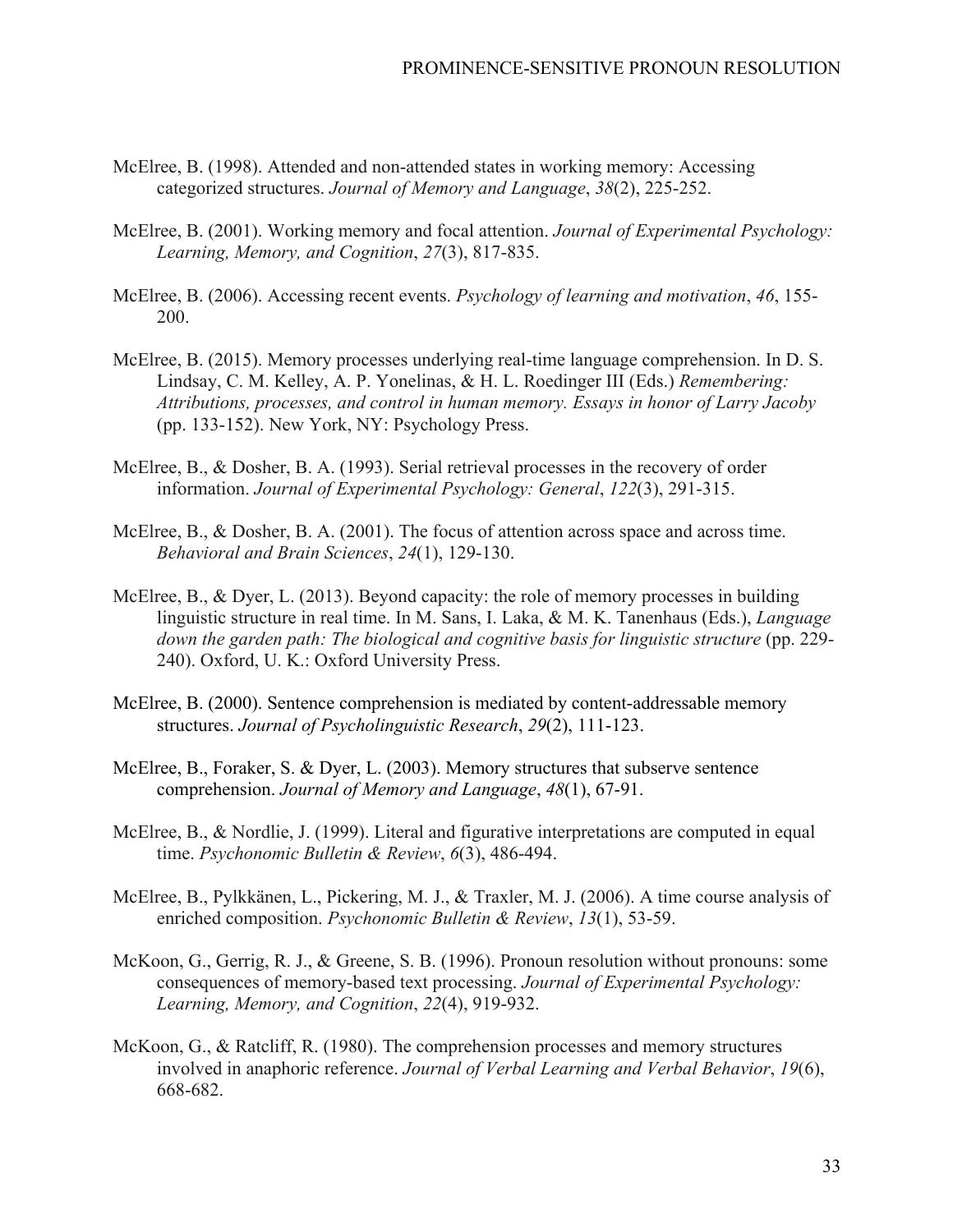McElree, B. (1998). Attended and non-attended states in working memory: Accessing categorized structures. *Journal of Memory and Language*, *38*(2), 225-252.

McElree, B. (2001). Working memory and focal attention. *Journal of Experimental Psychology: Learning, Memory, and Cognition*, *27*(3), 817-835.

McElree, B. (2006). Accessing recent events. *Psychology of learning and motivation*, *46*, 155-200.

McElree, B. (2015). Memory processes underlying real-time language comprehension. In D. S. Lindsay, C. M. Kelley, A. P. Yonelinas, & H. L. Roedinger III (Eds.) *Remembering: Attributions, processes, and control in human memory. Essays in honor of Larry Jacoby* (pp. 133-152). New York, NY: Psychology Press.

McElree, B., & Dosher, B. A. (1993). Serial retrieval processes in the recovery of order information. *Journal of Experimental Psychology: General*, *122*(3), 291-315.

McElree, B., & Dosher, B. A. (2001). The focus of attention across space and across time. *Behavioral and Brain Sciences*, *24*(1), 129-130.

McElree, B., & Dyer, L. (2013). Beyond capacity: the role of memory processes in building linguistic structure in real time. In M. Sans, I. Laka, & M. K. Tanenhaus (Eds.), *Language down the garden path: The biological and cognitive basis for linguistic structure* (pp. 229-240). Oxford, U. K.: Oxford University Press.

McElree, B. (2000). Sentence comprehension is mediated by content-addressable memory structures. *Journal of Psycholinguistic Research*, *29*(2), 111-123.

McElree, B., Foraker, S. & Dyer, L. (2003). Memory structures that subserve sentence comprehension. *Journal of Memory and Language*, *48*(1), 67-91.

McElree, B., & Nordlie, J. (1999). Literal and figurative interpretations are computed in equal time. *Psychonomic Bulletin & Review*, *6*(3), 486-494.

McElree, B., Pylkkänen, L., Pickering, M. J., & Traxler, M. J. (2006). A time course analysis of enriched composition. *Psychonomic Bulletin & Review*, *13*(1), 53-59.

McKoon, G., Gerrig, R. J., & Greene, S. B. (1996). Pronoun resolution without pronouns: some consequences of memory-based text processing. *Journal of Experimental Psychology: Learning, Memory, and Cognition*, *22*(4), 919-932.

McKoon, G., & Ratcliff, R. (1980). The comprehension processes and memory structures involved in anaphoric reference. *Journal of Verbal Learning and Verbal Behavior*, *19*(6), 668-682.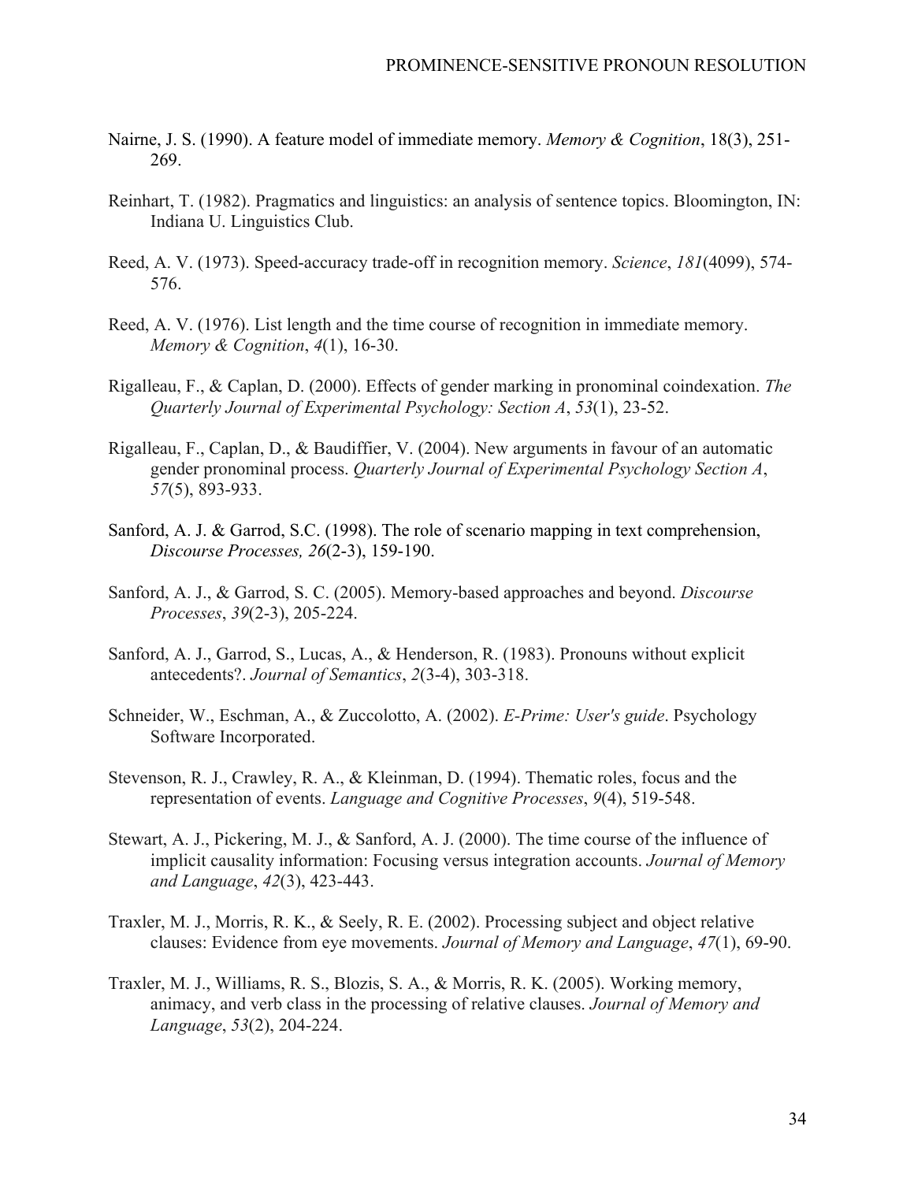Nairne, J. S. (1990). A feature model of immediate memory. *Memory & Cognition*, 18(3), 251-269.

Reinhart, T. (1982). Pragmatics and linguistics: an analysis of sentence topics. Bloomington, IN: Indiana U. Linguistics Club.

Reed, A. V. (1973). Speed-accuracy trade-off in recognition memory. *Science*, *181*(4099), 574-576.

Reed, A. V. (1976). List length and the time course of recognition in immediate memory. *Memory & Cognition*, *4*(1), 16-30.

Rigalleau, F., & Caplan, D. (2000). Effects of gender marking in pronominal coindexation. *The Quarterly Journal of Experimental Psychology: Section A*, *53*(1), 23-52.

Rigalleau, F., Caplan, D., & Baudiffier, V. (2004). New arguments in favour of an automatic gender pronominal process. *Quarterly Journal of Experimental Psychology Section A*, *57*(5), 893-933.

Sanford, A. J. & Garrod, S.C. (1998). The role of scenario mapping in text comprehension, *Discourse Processes, 26*(2-3), 159-190.

Sanford, A. J., & Garrod, S. C. (2005). Memory-based approaches and beyond. *Discourse Processes*, *39*(2-3), 205-224.

Sanford, A. J., Garrod, S., Lucas, A., & Henderson, R. (1983). Pronouns without explicit antecedents?. *Journal of Semantics*, *2*(3-4), 303-318.

Schneider, W., Eschman, A., & Zuccolotto, A. (2002). *E-Prime: User's guide*. Psychology Software Incorporated.

Stevenson, R. J., Crawley, R. A., & Kleinman, D. (1994). Thematic roles, focus and the representation of events. *Language and Cognitive Processes*, *9*(4), 519-548.

Stewart, A. J., Pickering, M. J., & Sanford, A. J. (2000). The time course of the influence of implicit causality information: Focusing versus integration accounts. *Journal of Memory and Language*, *42*(3), 423-443.

Traxler, M. J., Morris, R. K., & Seely, R. E. (2002). Processing subject and object relative clauses: Evidence from eye movements. *Journal of Memory and Language*, *47*(1), 69-90.

Traxler, M. J., Williams, R. S., Blozis, S. A., & Morris, R. K. (2005). Working memory, animacy, and verb class in the processing of relative clauses. *Journal of Memory and Language*, *53*(2), 204-224.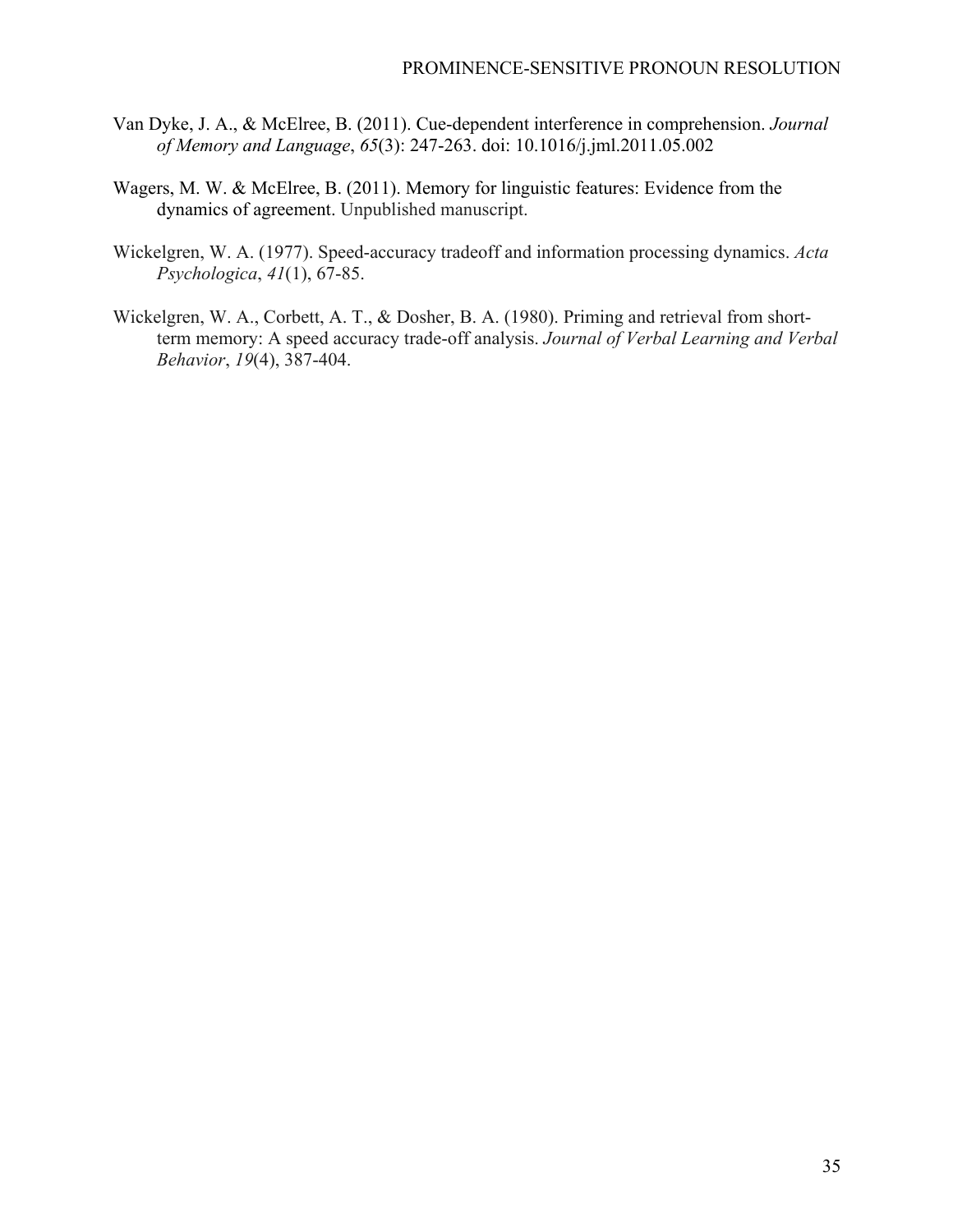Van Dyke, J. A., & McElree, B. (2011). Cue-dependent interference in comprehension. *Journal of Memory and Language*, *65*(3): 247-263. doi: 10.1016/j.jml.2011.05.002

Wagers, M. W. & McElree, B. (2011). Memory for linguistic features: Evidence from the dynamics of agreement. Unpublished manuscript.

Wickelgren, W. A. (1977). Speed-accuracy tradeoff and information processing dynamics. *Acta Psychologica*, *41*(1), 67-85.

Wickelgren, W. A., Corbett, A. T., & Dosher, B. A. (1980). Priming and retrieval from short-term memory: A speed accuracy trade-off analysis. *Journal of Verbal Learning and Verbal Behavior*, *19*(4), 387-404.